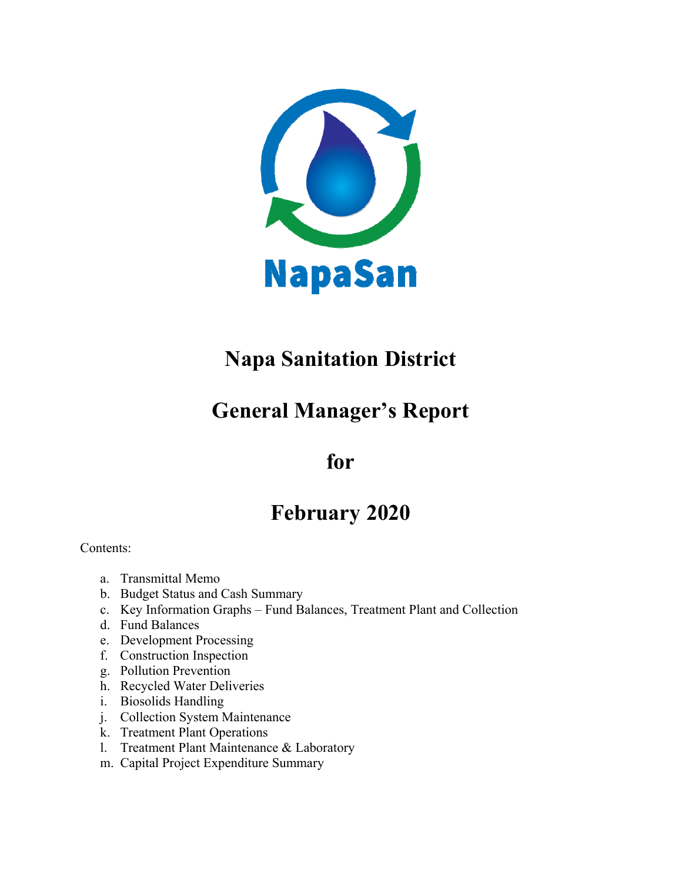NapaSan

# Napa Sanitation District

# General Manager's Report

# for

# February 2020

Contents:

a. Transmittal Memo
b. Budget Status and Cash Summary
c. Key Information Graphs – Fund Balances, Treatment Plant and Collection
d. Fund Balances
e. Development Processing
f. Construction Inspection
g. Pollution Prevention
h. Recycled Water Deliveries
i. Biosolids Handling
j. Collection System Maintenance
k. Treatment Plant Operations
l. Treatment Plant Maintenance & Laboratory
m. Capital Project Expenditure Summary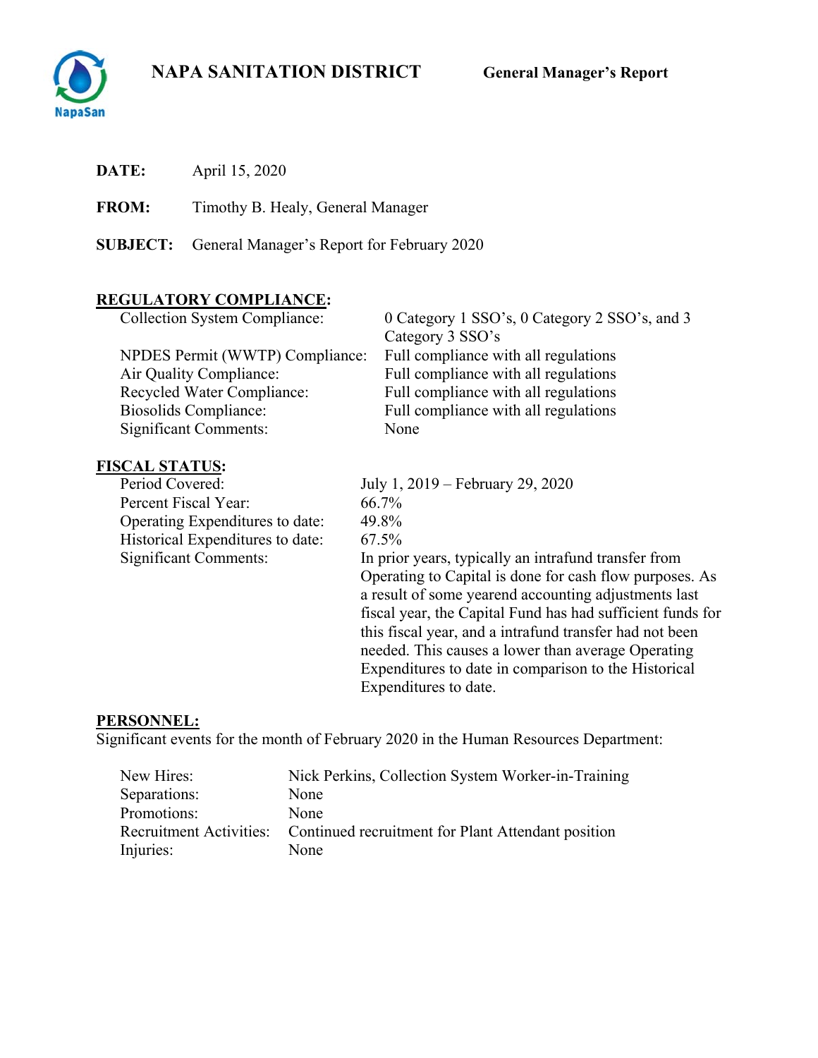# NAPA SANITATION DISTRICT

**General Manager's Report**

**DATE:** April 15, 2020

**FROM:** Timothy B. Healy, General Manager

**SUBJECT:** General Manager's Report for February 2020

## REGULATORY COMPLIANCE:

| | |
|---|---|
| Collection System Compliance: | 0 Category 1 SSO's, 0 Category 2 SSO's, and 3 Category 3 SSO's |
| NPDES Permit (WWTP) Compliance: | Full compliance with all regulations |
| Air Quality Compliance: | Full compliance with all regulations |
| Recycled Water Compliance: | Full compliance with all regulations |
| Biosolids Compliance: | Full compliance with all regulations |
| Significant Comments: | None |

## FISCAL STATUS:

| | |
|---|---|
| Period Covered: | July 1, 2019 – February 29, 2020 |
| Percent Fiscal Year: | 66.7% |
| Operating Expenditures to date: | 49.8% |
| Historical Expenditures to date: | 67.5% |
| Significant Comments: | In prior years, typically an intrafund transfer from Operating to Capital is done for cash flow purposes. As a result of some yearend accounting adjustments last fiscal year, the Capital Fund has had sufficient funds for this fiscal year, and a intrafund transfer had not been needed. This causes a lower than average Operating Expenditures to date in comparison to the Historical Expenditures to date. |

## PERSONNEL:

Significant events for the month of February 2020 in the Human Resources Department:

| | |
|---|---|
| New Hires: | Nick Perkins, Collection System Worker-in-Training |
| Separations: | None |
| Promotions: | None |
| Recruitment Activities: | Continued recruitment for Plant Attendant position |
| Injuries: | None |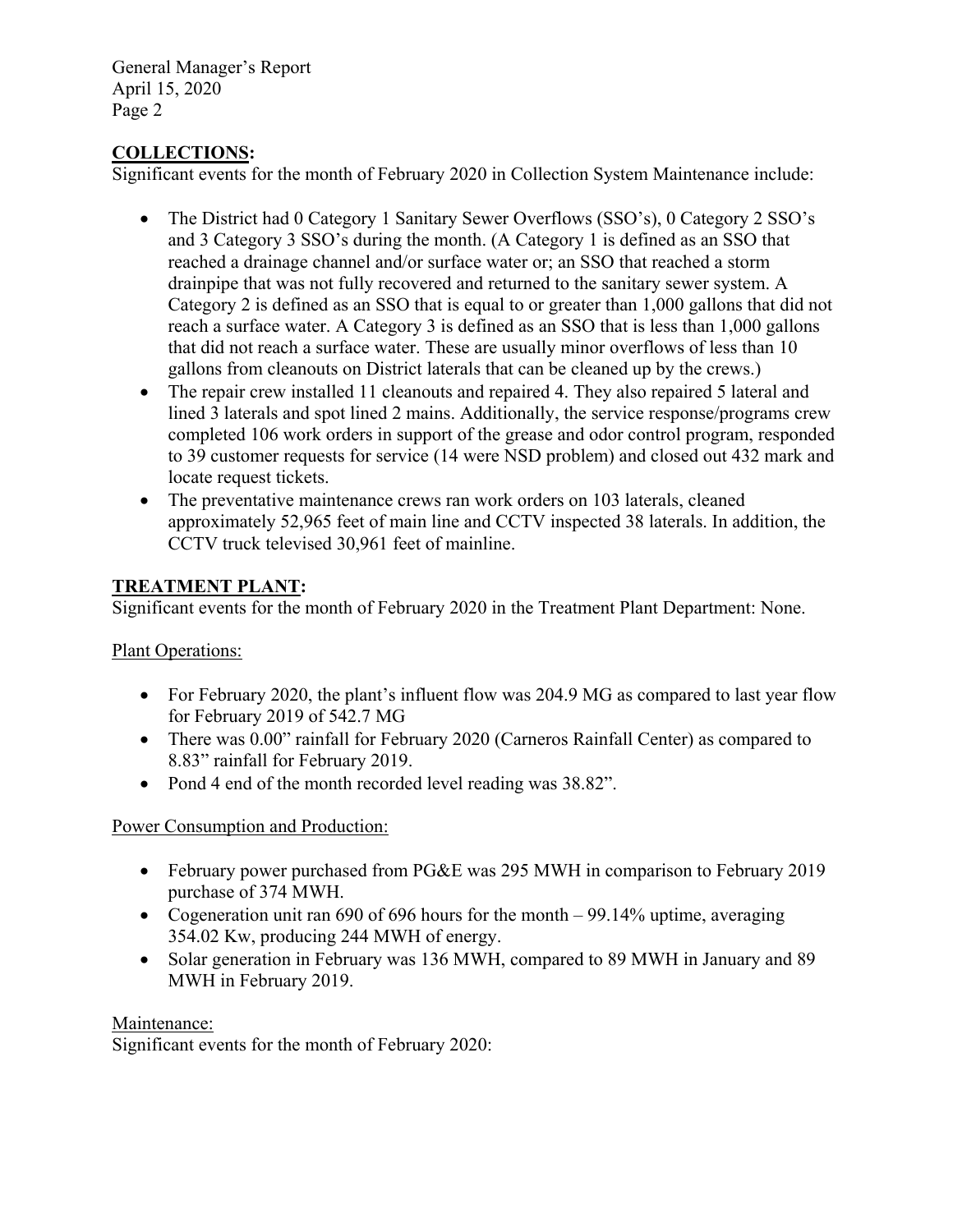## COLLECTIONS:

Significant events for the month of February 2020 in Collection System Maintenance include:

- The District had 0 Category 1 Sanitary Sewer Overflows (SSO's), 0 Category 2 SSO's and 3 Category 3 SSO's during the month. (A Category 1 is defined as an SSO that reached a drainage channel and/or surface water or; an SSO that reached a storm drainpipe that was not fully recovered and returned to the sanitary sewer system. A Category 2 is defined as an SSO that is equal to or greater than 1,000 gallons that did not reach a surface water. A Category 3 is defined as an SSO that is less than 1,000 gallons that did not reach a surface water. These are usually minor overflows of less than 10 gallons from cleanouts on District laterals that can be cleaned up by the crews.)
- The repair crew installed 11 cleanouts and repaired 4. They also repaired 5 lateral and lined 3 laterals and spot lined 2 mains. Additionally, the service response/programs crew completed 106 work orders in support of the grease and odor control program, responded to 39 customer requests for service (14 were NSD problem) and closed out 432 mark and locate request tickets.
- The preventative maintenance crews ran work orders on 103 laterals, cleaned approximately 52,965 feet of main line and CCTV inspected 38 laterals. In addition, the CCTV truck televised 30,961 feet of mainline.

## TREATMENT PLANT:

Significant events for the month of February 2020 in the Treatment Plant Department: None.

### Plant Operations:

- For February 2020, the plant's influent flow was 204.9 MG as compared to last year flow for February 2019 of 542.7 MG
- There was 0.00" rainfall for February 2020 (Carneros Rainfall Center) as compared to 8.83" rainfall for February 2019.
- Pond 4 end of the month recorded level reading was 38.82".

### Power Consumption and Production:

- February power purchased from PG&E was 295 MWH in comparison to February 2019 purchase of 374 MWH.
- Cogeneration unit ran 690 of 696 hours for the month – 99.14% uptime, averaging 354.02 Kw, producing 244 MWH of energy.
- Solar generation in February was 136 MWH, compared to 89 MWH in January and 89 MWH in February 2019.

### Maintenance:

Significant events for the month of February 2020: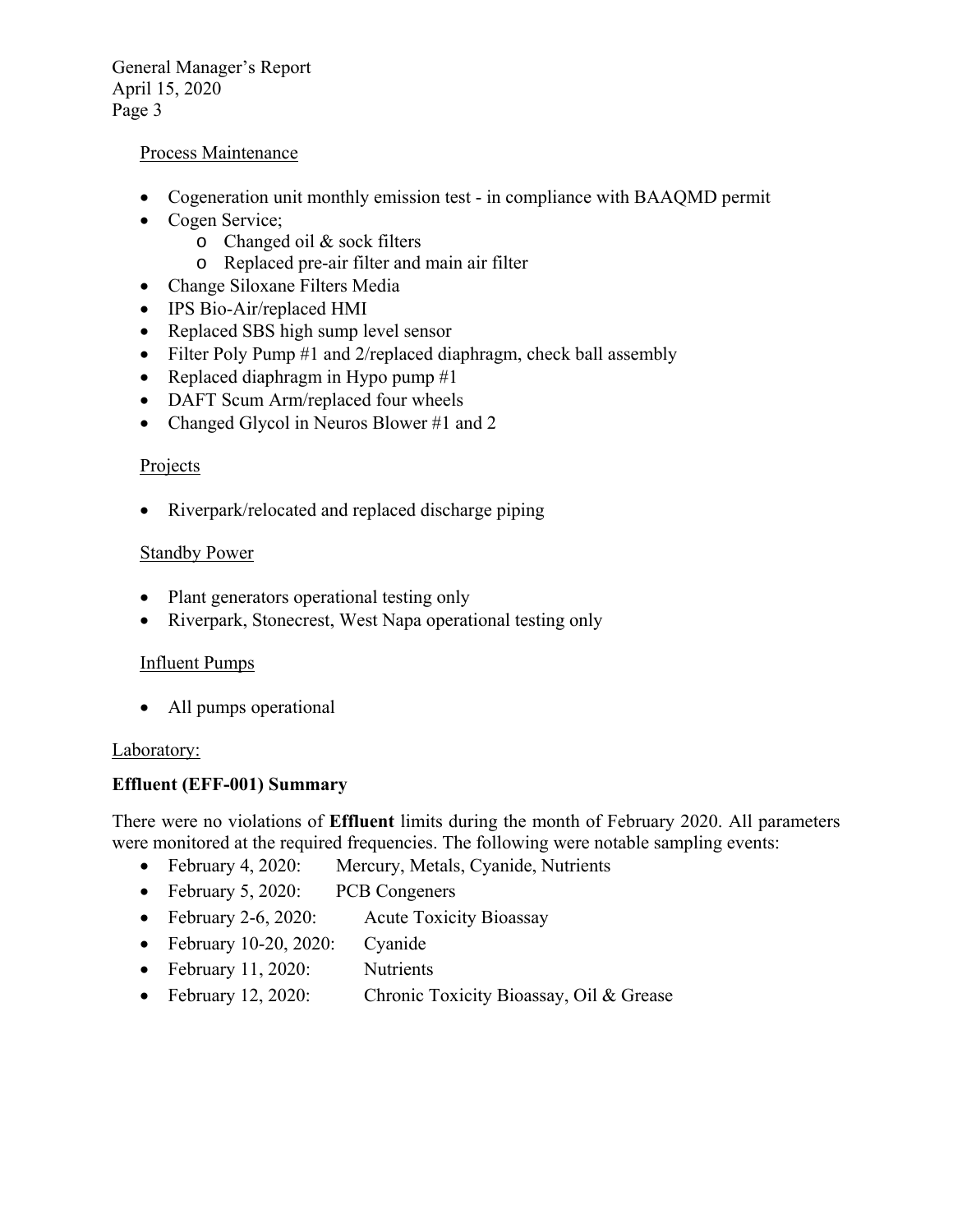Process Maintenance

- Cogeneration unit monthly emission test - in compliance with BAAQMD permit
- Cogen Service;
  - Changed oil & sock filters
  - Replaced pre-air filter and main air filter
- Change Siloxane Filters Media
- IPS Bio-Air/replaced HMI
- Replaced SBS high sump level sensor
- Filter Poly Pump #1 and 2/replaced diaphragm, check ball assembly
- Replaced diaphragm in Hypo pump #1
- DAFT Scum Arm/replaced four wheels
- Changed Glycol in Neuros Blower #1 and 2

Projects

- Riverpark/relocated and replaced discharge piping

Standby Power

- Plant generators operational testing only
- Riverpark, Stonecrest, West Napa operational testing only

Influent Pumps

- All pumps operational

Laboratory:

**Effluent (EFF-001) Summary**

There were no violations of **Effluent** limits during the month of February 2020. All parameters were monitored at the required frequencies. The following were notable sampling events:

- February 4, 2020: Mercury, Metals, Cyanide, Nutrients
- February 5, 2020: PCB Congeners
- February 2-6, 2020: Acute Toxicity Bioassay
- February 10-20, 2020: Cyanide
- February 11, 2020: Nutrients
- February 12, 2020: Chronic Toxicity Bioassay, Oil & Grease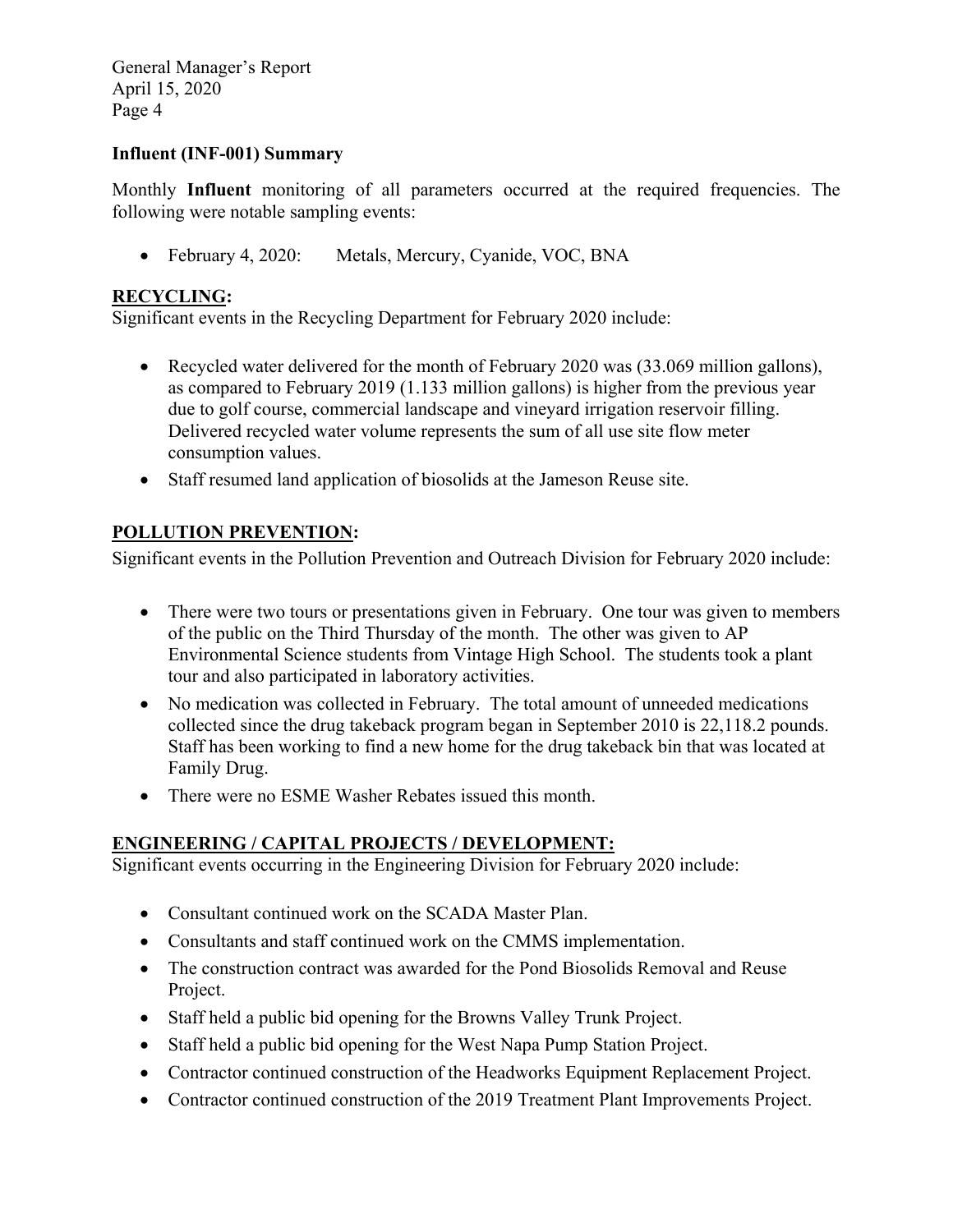**Influent (INF-001) Summary**

Monthly **Influent** monitoring of all parameters occurred at the required frequencies. The following were notable sampling events:

- February 4, 2020: Metals, Mercury, Cyanide, VOC, BNA

## RECYCLING:

Significant events in the Recycling Department for February 2020 include:

- Recycled water delivered for the month of February 2020 was (33.069 million gallons), as compared to February 2019 (1.133 million gallons) is higher from the previous year due to golf course, commercial landscape and vineyard irrigation reservoir filling. Delivered recycled water volume represents the sum of all use site flow meter consumption values.
- Staff resumed land application of biosolids at the Jameson Reuse site.

## POLLUTION PREVENTION:

Significant events in the Pollution Prevention and Outreach Division for February 2020 include:

- There were two tours or presentations given in February. One tour was given to members of the public on the Third Thursday of the month. The other was given to AP Environmental Science students from Vintage High School. The students took a plant tour and also participated in laboratory activities.
- No medication was collected in February. The total amount of unneeded medications collected since the drug takeback program began in September 2010 is 22,118.2 pounds. Staff has been working to find a new home for the drug takeback bin that was located at Family Drug.
- There were no ESME Washer Rebates issued this month.

## ENGINEERING / CAPITAL PROJECTS / DEVELOPMENT:

Significant events occurring in the Engineering Division for February 2020 include:

- Consultant continued work on the SCADA Master Plan.
- Consultants and staff continued work on the CMMS implementation.
- The construction contract was awarded for the Pond Biosolids Removal and Reuse Project.
- Staff held a public bid opening for the Browns Valley Trunk Project.
- Staff held a public bid opening for the West Napa Pump Station Project.
- Contractor continued construction of the Headworks Equipment Replacement Project.
- Contractor continued construction of the 2019 Treatment Plant Improvements Project.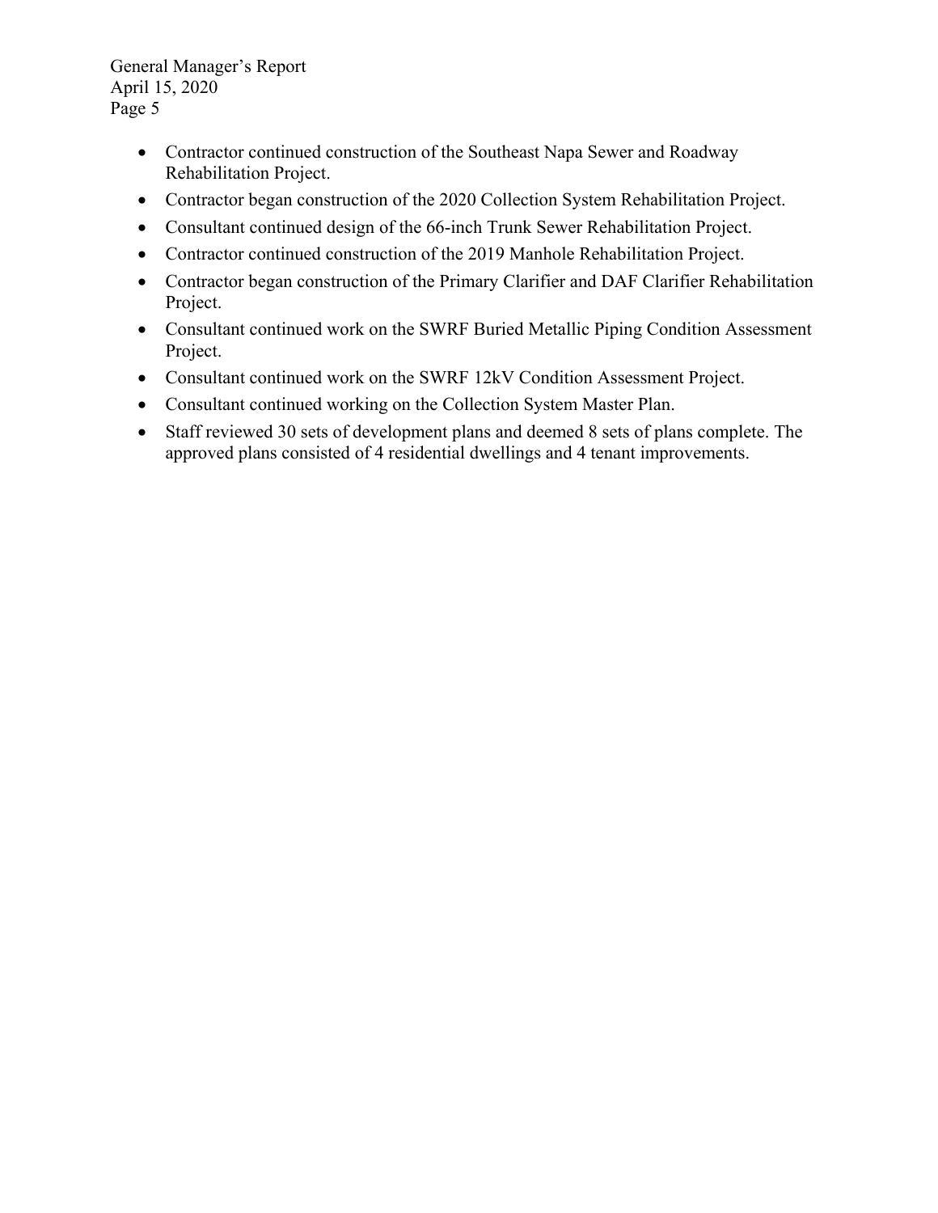- Contractor continued construction of the Southeast Napa Sewer and Roadway Rehabilitation Project.
- Contractor began construction of the 2020 Collection System Rehabilitation Project.
- Consultant continued design of the 66-inch Trunk Sewer Rehabilitation Project.
- Contractor continued construction of the 2019 Manhole Rehabilitation Project.
- Contractor began construction of the Primary Clarifier and DAF Clarifier Rehabilitation Project.
- Consultant continued work on the SWRF Buried Metallic Piping Condition Assessment Project.
- Consultant continued work on the SWRF 12kV Condition Assessment Project.
- Consultant continued working on the Collection System Master Plan.
- Staff reviewed 30 sets of development plans and deemed 8 sets of plans complete. The approved plans consisted of 4 residential dwellings and 4 tenant improvements.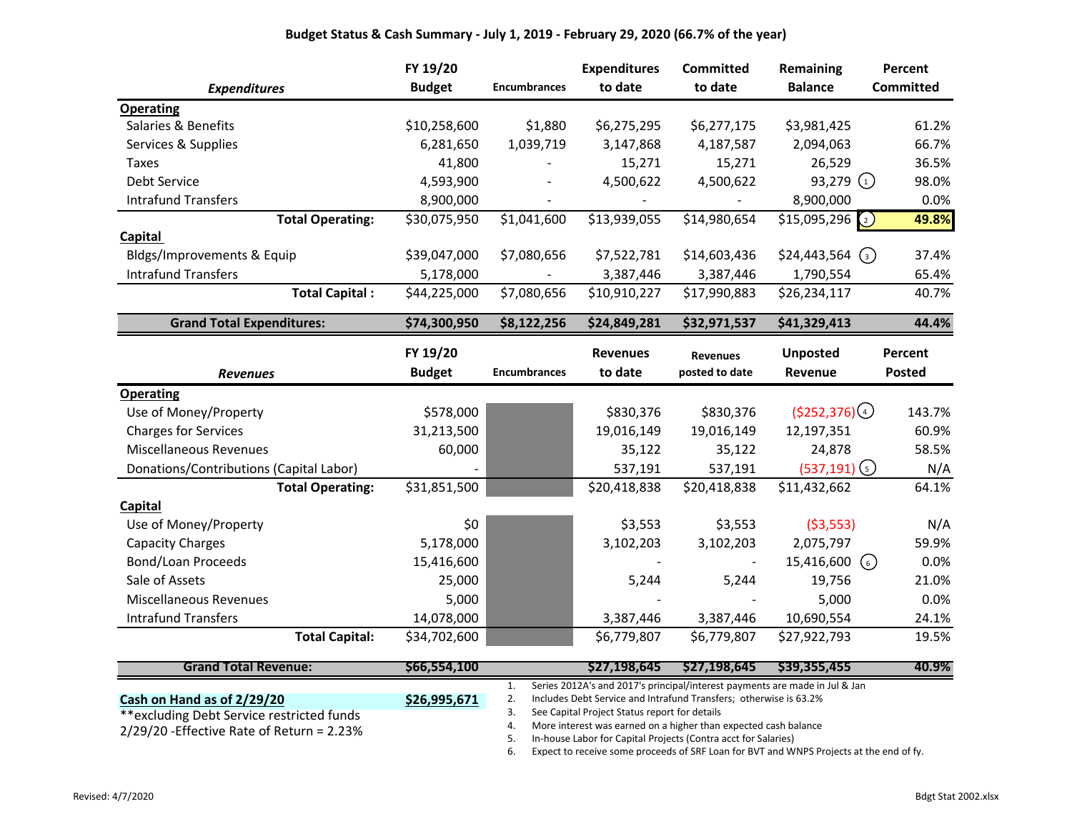## Budget Status & Cash Summary - July 1, 2019 - February 29, 2020 (66.7% of the year)

| *Expenditures* | FY 19/20 Budget | Encumbrances | Expenditures to date | Committed to date | Remaining Balance | Percent Committed |
|---|---|---|---|---|---|---|
| **Operating** | | | | | | |
| Salaries & Benefits | $10,258,600 | $1,880 | $6,275,295 | $6,277,175 | $3,981,425 | 61.2% |
| Services & Supplies | 6,281,650 | 1,039,719 | 3,147,868 | 4,187,587 | 2,094,063 | 66.7% |
| Taxes | 41,800 | - | 15,271 | 15,271 | 26,529 | 36.5% |
| Debt Service | 4,593,900 | - | 4,500,622 | 4,500,622 | 93,279 (1) | 98.0% |
| Intrafund Transfers | 8,900,000 | - | - | - | 8,900,000 | 0.0% |
| **Total Operating:** | $30,075,950 | $1,041,600 | $13,939,055 | $14,980,654 | $15,095,296 (2) | **49.8%** |
| **Capital** | | | | | | |
| Bldgs/Improvements & Equip | $39,047,000 | $7,080,656 | $7,522,781 | $14,603,436 | $24,443,564 (3) | 37.4% |
| Intrafund Transfers | 5,178,000 | - | 3,387,446 | 3,387,446 | 1,790,554 | 65.4% |
| **Total Capital :** | $44,225,000 | $7,080,656 | $10,910,227 | $17,990,883 | $26,234,117 | 40.7% |
| **Grand Total Expenditures:** | **$74,300,950** | **$8,122,256** | **$24,849,281** | **$32,971,537** | **$41,329,413** | **44.4%** |

| *Revenues* | FY 19/20 Budget | Encumbrances | Revenues to date | Revenues posted to date | Unposted Revenue | Percent Posted |
|---|---|---|---|---|---|---|
| **Operating** | | | | | | |
| Use of Money/Property | $578,000 | | $830,376 | $830,376 | ($252,376) (4) | 143.7% |
| Charges for Services | 31,213,500 | | 19,016,149 | 19,016,149 | 12,197,351 | 60.9% |
| Miscellaneous Revenues | 60,000 | | 35,122 | 35,122 | 24,878 | 58.5% |
| Donations/Contributions (Capital Labor) | - | | 537,191 | 537,191 | (537,191) (5) | N/A |
| **Total Operating:** | $31,851,500 | | $20,418,838 | $20,418,838 | $11,432,662 | 64.1% |
| **Capital** | | | | | | |
| Use of Money/Property | $0 | | $3,553 | $3,553 | ($3,553) | N/A |
| Capacity Charges | 5,178,000 | | 3,102,203 | 3,102,203 | 2,075,797 | 59.9% |
| Bond/Loan Proceeds | 15,416,600 | | - | - | 15,416,600 (6) | 0.0% |
| Sale of Assets | 25,000 | | 5,244 | 5,244 | 19,756 | 21.0% |
| Miscellaneous Revenues | 5,000 | | - | - | 5,000 | 0.0% |
| Intrafund Transfers | 14,078,000 | | 3,387,446 | 3,387,446 | 10,690,554 | 24.1% |
| **Total Capital:** | $34,702,600 | | $6,779,807 | $6,779,807 | $27,922,793 | 19.5% |
| **Grand Total Revenue:** | **$66,554,100** | | **$27,198,645** | **$27,198,645** | **$39,355,455** | **40.9%** |

**Cash on Hand as of 2/29/20** **$26,995,671**

**excluding Debt Service restricted funds

2/29/20 -Effective Rate of Return = 2.23%

1. Series 2012A's and 2017's principal/interest payments are made in Jul & Jan
2. Includes Debt Service and Intrafund Transfers; otherwise is 63.2%
3. See Capital Project Status report for details
4. More interest was earned on a higher than expected cash balance
5. In-house Labor for Capital Projects (Contra acct for Salaries)
6. Expect to receive some proceeds of SRF Loan for BVT and WNPS Projects at the end of fy.

Revised: 4/7/2020 Bdgt Stat 2002.xlsx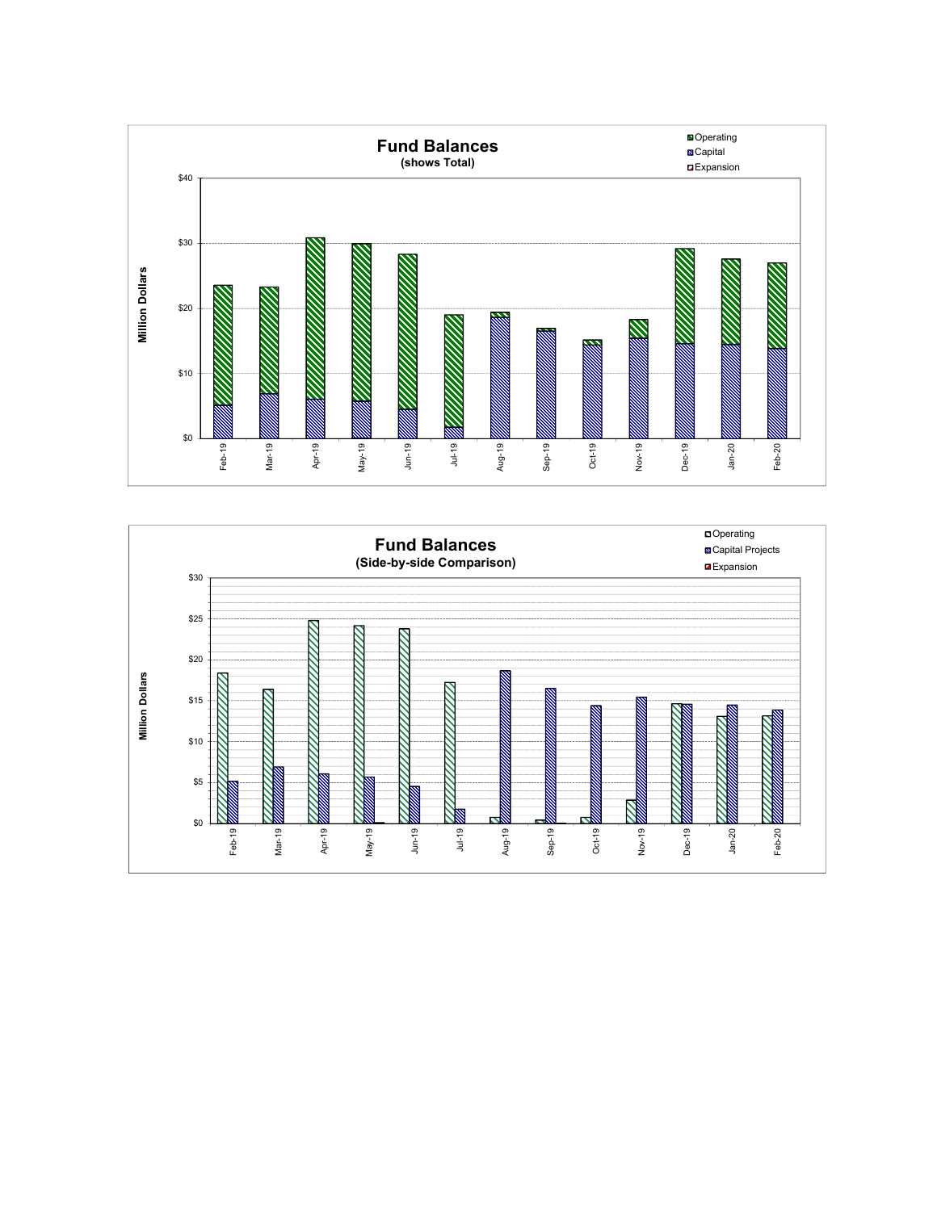## Fund Balances
**(shows Total)**

Legend: Operating, Capital, Expansion

Million Dollars

$0, $10, $20, $30, $40

Feb-19, Mar-19, Apr-19, May-19, Jun-19, Jul-19, Aug-19, Sep-19, Oct-19, Nov-19, Dec-19, Jan-20, Feb-20

## Fund Balances
**(Side-by-side Comparison)**

Legend: Operating, Capital Projects, Expansion

Million Dollars

$0, $5, $10, $15, $20, $25, $30

Feb-19, Mar-19, Apr-19, May-19, Jun-19, Jul-19, Aug-19, Sep-19, Oct-19, Nov-19, Dec-19, Jan-20, Feb-20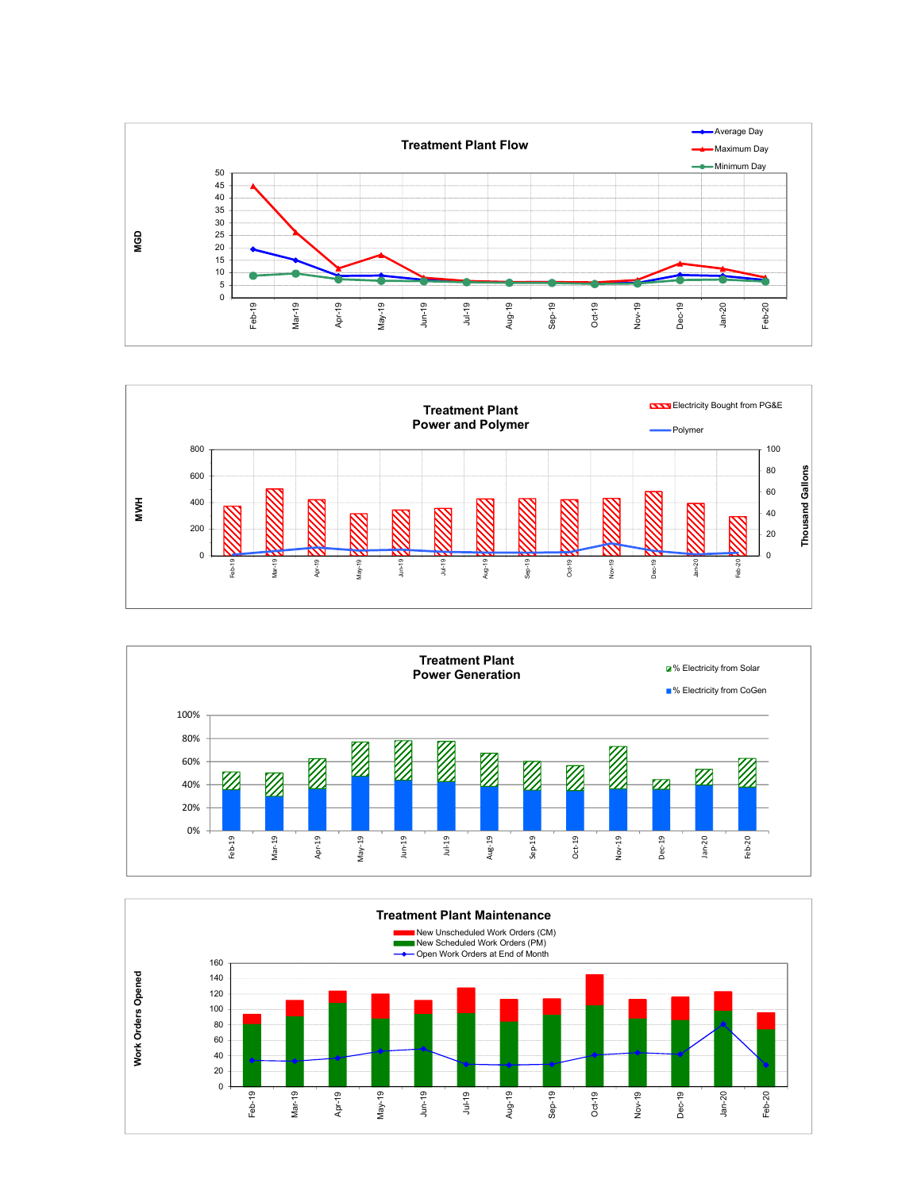## Treatment Plant Flow

MGD

- Average Day
- Maximum Day
- Minimum Day

0, 5, 10, 15, 20, 25, 30, 35, 40, 45, 50

Feb-19, Mar-19, Apr-19, May-19, Jun-19, Jul-19, Aug-19, Sep-19, Oct-19, Nov-19, Dec-19, Jan-20, Feb-20

## Treatment Plant Power and Polymer

MWH

Thousand Gallons

- Electricity Bought from PG&E
- Polymer

0, 200, 400, 600, 800

0, 20, 40, 60, 80, 100

Feb-19, Mar-19, Apr-19, May-19, Jun-19, Jul-19, Aug-19, Sep-19, Oct-19, Nov-19, Dec-19, Jan-20, Feb-20

## Treatment Plant Power Generation

- % Electricity from Solar
- % Electricity from CoGen

0%, 20%, 40%, 60%, 80%, 100%

Feb-19, Mar-19, Apr-19, May-19, Jun-19, Jul-19, Aug-19, Sep-19, Oct-19, Nov-19, Dec-19, Jan-20, Feb-20

## Treatment Plant Maintenance

Work Orders Opened

- New Unscheduled Work Orders (CM)
- New Scheduled Work Orders (PM)
- Open Work Orders at End of Month

0, 20, 40, 60, 80, 100, 120, 140, 160

Feb-19, Mar-19, Apr-19, May-19, Jun-19, Jul-19, Aug-19, Sep-19, Oct-19, Nov-19, Dec-19, Jan-20, Feb-20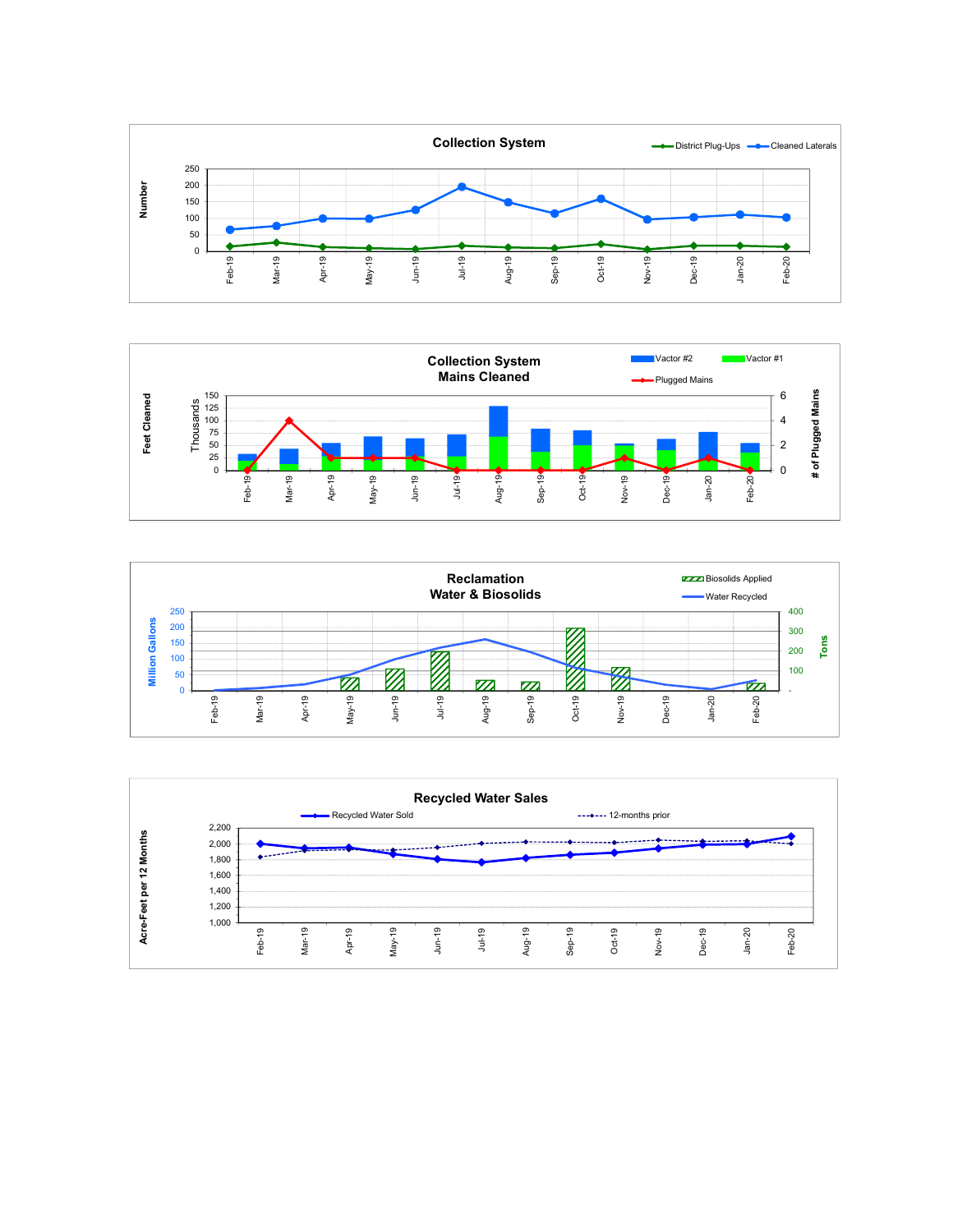## Collection System

District Plug-Ups | Cleaned Laterals

Number

250
200
150
100
50
0

Feb-19 Mar-19 Apr-19 May-19 Jun-19 Jul-19 Aug-19 Sep-19 Oct-19 Nov-19 Dec-19 Jan-20 Feb-20

## Collection System Mains Cleaned

Vactor #2 | Vactor #1 | Plugged Mains

Feet Cleaned — Thousands

150
125
100
75
50
25
0

# of Plugged Mains

6
4
2
0

Feb-19 Mar-19 Apr-19 May-19 Jun-19 Jul-19 Aug-19 Sep-19 Oct-19 Nov-19 Dec-19 Jan-20 Feb-20

## Reclamation Water & Biosolids

Biosolids Applied | Water Recycled

Million Gallons

250
200
150
100
50
0

Tons

400
300
200
100
-

Feb-19 Mar-19 Apr-19 May-19 Jun-19 Jul-19 Aug-19 Sep-19 Oct-19 Nov-19 Dec-19 Jan-20 Feb-20

## Recycled Water Sales

Recycled Water Sold | 12-months prior

Acre-Feet per 12 Months

2,200
2,000
1,800
1,600
1,400
1,200
1,000

Feb-19 Mar-19 Apr-19 May-19 Jun-19 Jul-19 Aug-19 Sep-19 Oct-19 Nov-19 Dec-19 Jan-20 Feb-20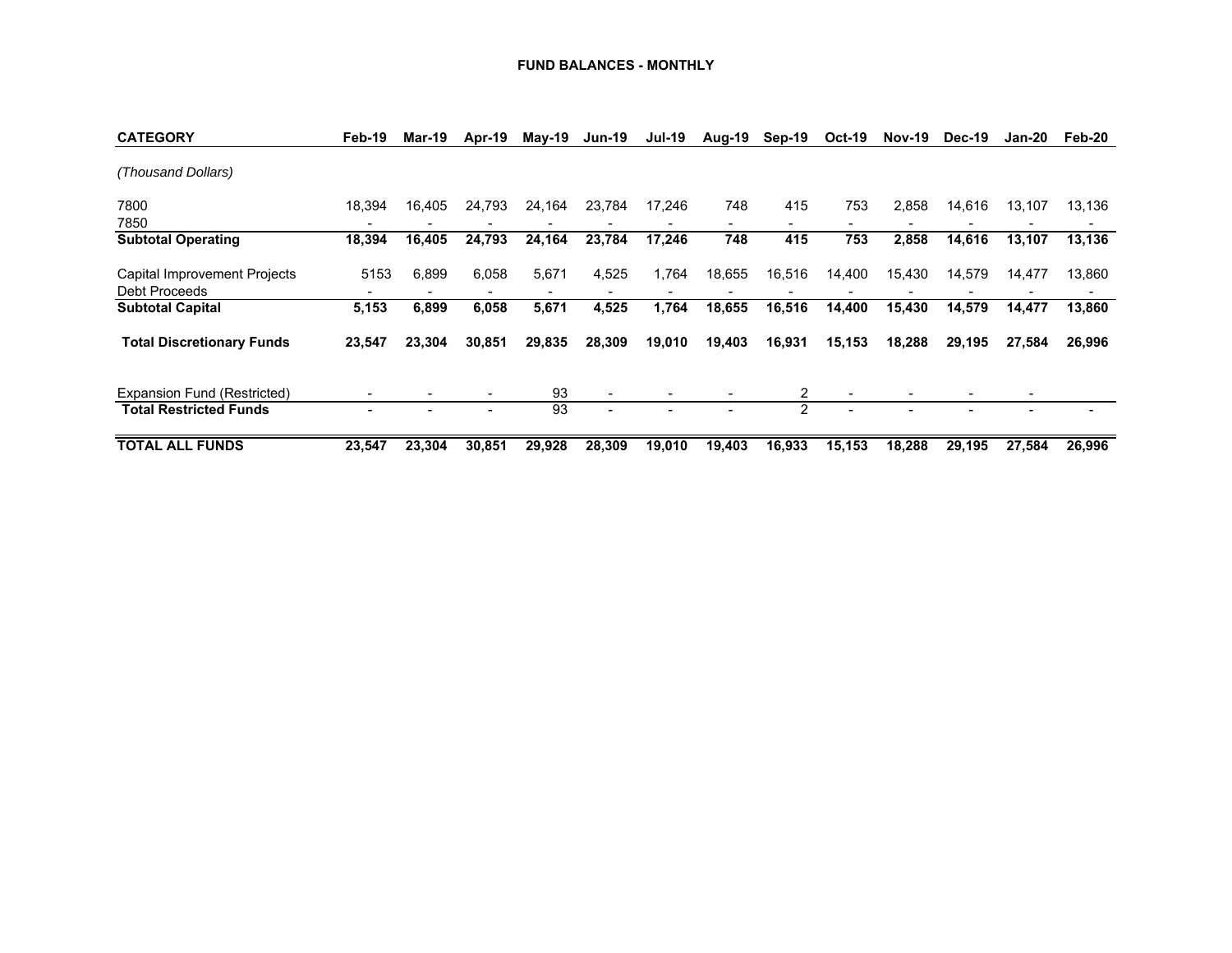# FUND BALANCES - MONTHLY

| CATEGORY | Feb-19 | Mar-19 | Apr-19 | May-19 | Jun-19 | Jul-19 | Aug-19 | Sep-19 | Oct-19 | Nov-19 | Dec-19 | Jan-20 | Feb-20 |
|---|---|---|---|---|---|---|---|---|---|---|---|---|---|
| *(Thousand Dollars)* | | | | | | | | | | | | | |
| 7800 | 18,394 | 16,405 | 24,793 | 24,164 | 23,784 | 17,246 | 748 | 415 | 753 | 2,858 | 14,616 | 13,107 | 13,136 |
| 7850 | - | - | - | - | - | - | - | - | - | - | - | - | - |
| **Subtotal Operating** | **18,394** | **16,405** | **24,793** | **24,164** | **23,784** | **17,246** | **748** | **415** | **753** | **2,858** | **14,616** | **13,107** | **13,136** |
| Capital Improvement Projects | 5153 | 6,899 | 6,058 | 5,671 | 4,525 | 1,764 | 18,655 | 16,516 | 14,400 | 15,430 | 14,579 | 14,477 | 13,860 |
| Debt Proceeds | - | - | - | - | - | - | - | - | - | - | - | - | - |
| **Subtotal Capital** | **5,153** | **6,899** | **6,058** | **5,671** | **4,525** | **1,764** | **18,655** | **16,516** | **14,400** | **15,430** | **14,579** | **14,477** | **13,860** |
| **Total Discretionary Funds** | **23,547** | **23,304** | **30,851** | **29,835** | **28,309** | **19,010** | **19,403** | **16,931** | **15,153** | **18,288** | **29,195** | **27,584** | **26,996** |
| Expansion Fund (Restricted) | - | - | - | 93 | - | - | - | 2 | - | - | - | - | |
| **Total Restricted Funds** | - | - | - | 93 | - | - | - | 2 | - | - | - | - | - |
| **TOTAL ALL FUNDS** | **23,547** | **23,304** | **30,851** | **29,928** | **28,309** | **19,010** | **19,403** | **16,933** | **15,153** | **18,288** | **29,195** | **27,584** | **26,996** |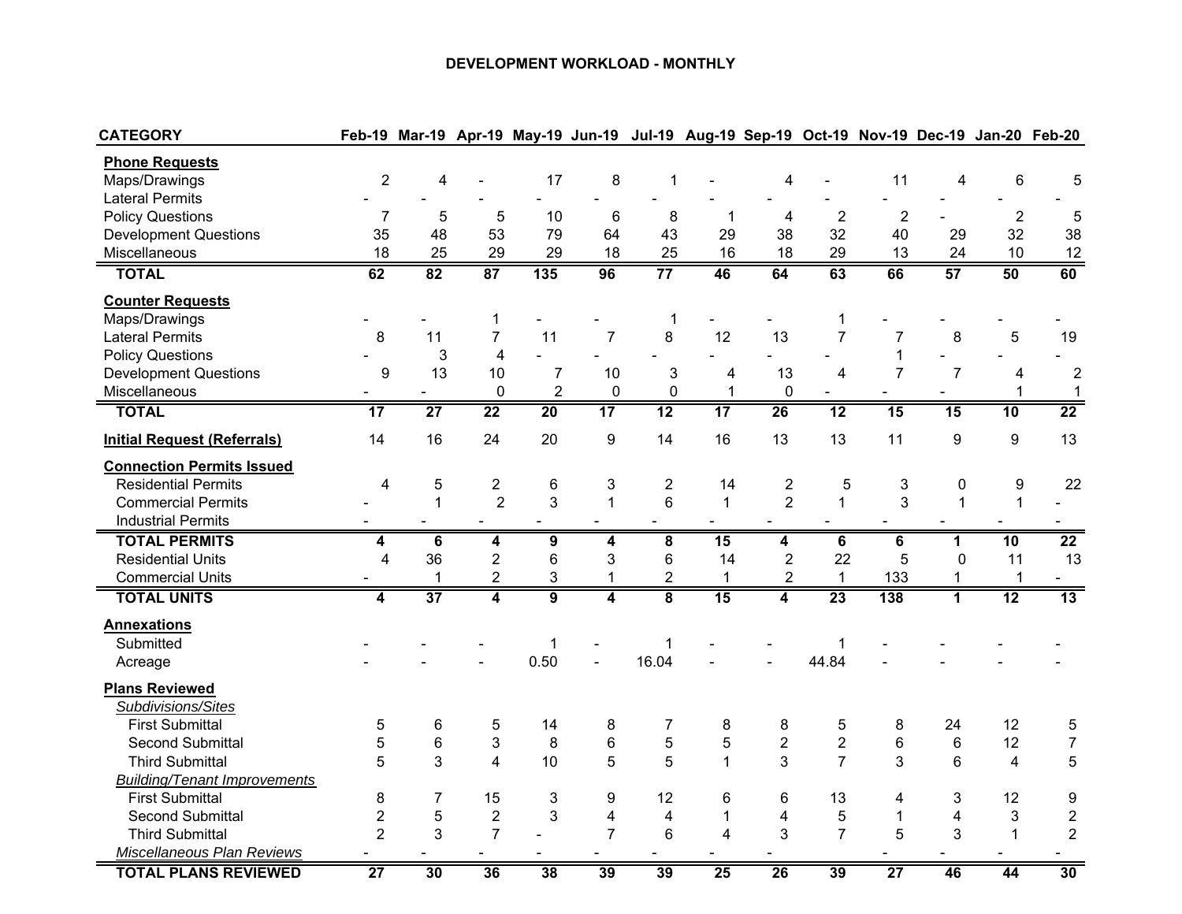# DEVELOPMENT WORKLOAD - MONTHLY

| CATEGORY | Feb-19 | Mar-19 | Apr-19 | May-19 | Jun-19 | Jul-19 | Aug-19 | Sep-19 | Oct-19 | Nov-19 | Dec-19 | Jan-20 | Feb-20 |
|---|---|---|---|---|---|---|---|---|---|---|---|---|---|
| **Phone Requests** | | | | | | | | | | | | | |
| Maps/Drawings | 2 | 4 | - | 17 | 8 | 1 | - | 4 | - | 11 | 4 | 6 | 5 |
| Lateral Permits | - | - | - | - | - | - | - | - | - | - | - | - | - |
| Policy Questions | 7 | 5 | 5 | 10 | 6 | 8 | 1 | 4 | 2 | 2 | - | 2 | 5 |
| Development Questions | 35 | 48 | 53 | 79 | 64 | 43 | 29 | 38 | 32 | 40 | 29 | 32 | 38 |
| Miscellaneous | 18 | 25 | 29 | 29 | 18 | 25 | 16 | 18 | 29 | 13 | 24 | 10 | 12 |
| **TOTAL** | **62** | **82** | **87** | **135** | **96** | **77** | **46** | **64** | **63** | **66** | **57** | **50** | **60** |
| **Counter Requests** | | | | | | | | | | | | | |
| Maps/Drawings | - | - | 1 | - | - | 1 | - | - | 1 | - | - | - | - |
| Lateral Permits | 8 | 11 | 7 | 11 | 7 | 8 | 12 | 13 | 7 | 7 | 8 | 5 | 19 |
| Policy Questions | - | 3 | 4 | - | - | - | - | - | - | 1 | - | - | - |
| Development Questions | 9 | 13 | 10 | 7 | 10 | 3 | 4 | 13 | 4 | 7 | 7 | 4 | 2 |
| Miscellaneous | - | - | 0 | 2 | 0 | 0 | 1 | 0 | - | - | - | 1 | 1 |
| **TOTAL** | **17** | **27** | **22** | **20** | **17** | **12** | **17** | **26** | **12** | **15** | **15** | **10** | **22** |
| **Initial Request (Referrals)** | 14 | 16 | 24 | 20 | 9 | 14 | 16 | 13 | 13 | 11 | 9 | 9 | 13 |
| **Connection Permits Issued** | | | | | | | | | | | | | |
| Residential Permits | 4 | 5 | 2 | 6 | 3 | 2 | 14 | 2 | 5 | 3 | 0 | 9 | 22 |
| Commercial Permits | - | 1 | 2 | 3 | 1 | 6 | 1 | 2 | 1 | 3 | 1 | 1 | - |
| Industrial Permits | - | - | - | - | - | - | - | - | - | - | - | - | - |
| **TOTAL PERMITS** | **4** | **6** | **4** | **9** | **4** | **8** | **15** | **4** | **6** | **6** | **1** | **10** | **22** |
| Residential Units | 4 | 36 | 2 | 6 | 3 | 6 | 14 | 2 | 22 | 5 | 0 | 11 | 13 |
| Commercial Units | - | 1 | 2 | 3 | 1 | 2 | 1 | 2 | 1 | 133 | 1 | 1 | - |
| **TOTAL UNITS** | **4** | **37** | **4** | **9** | **4** | **8** | **15** | **4** | **23** | **138** | **1** | **12** | **13** |
| **Annexations** | | | | | | | | | | | | | |
| Submitted | - | - | - | 1 | - | 1 | - | - | 1 | - | - | - | - |
| Acreage | - | - | - | 0.50 | - | 16.04 | - | - | 44.84 | - | - | - | - |
| **Plans Reviewed** | | | | | | | | | | | | | |
| *Subdivisions/Sites* | | | | | | | | | | | | | |
| First Submittal | 5 | 6 | 5 | 14 | 8 | 7 | 8 | 8 | 5 | 8 | 24 | 12 | 5 |
| Second Submittal | 5 | 6 | 3 | 8 | 6 | 5 | 5 | 2 | 2 | 6 | 6 | 12 | 7 |
| Third Submittal | 5 | 3 | 4 | 10 | 5 | 5 | 1 | 3 | 7 | 3 | 6 | 4 | 5 |
| *Building/Tenant Improvements* | | | | | | | | | | | | | |
| First Submittal | 8 | 7 | 15 | 3 | 9 | 12 | 6 | 6 | 13 | 4 | 3 | 12 | 9 |
| Second Submittal | 2 | 5 | 2 | 3 | 4 | 4 | 1 | 4 | 5 | 1 | 4 | 3 | 2 |
| Third Submittal | 2 | 3 | 7 | - | 7 | 6 | 4 | 3 | 7 | 5 | 3 | 1 | 2 |
| *Miscellaneous Plan Reviews* | - | - | - | - | - | - | - | - | | - | - | - | - |
| **TOTAL PLANS REVIEWED** | **27** | **30** | **36** | **38** | **39** | **39** | **25** | **26** | **39** | **27** | **46** | **44** | **30** |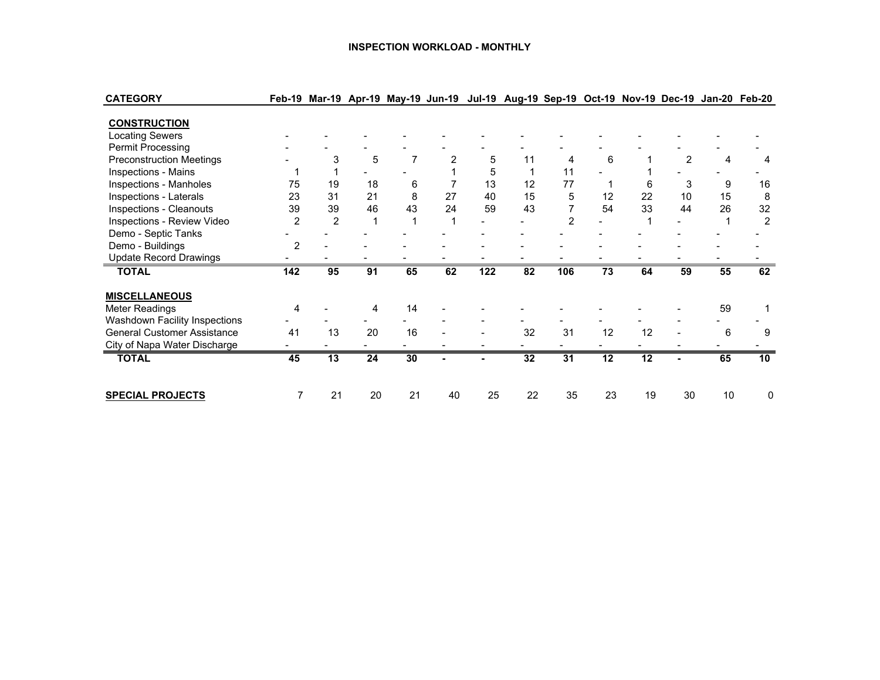**INSPECTION WORKLOAD - MONTHLY**

| CATEGORY | Feb-19 | Mar-19 | Apr-19 | May-19 | Jun-19 | Jul-19 | Aug-19 | Sep-19 | Oct-19 | Nov-19 | Dec-19 | Jan-20 | Feb-20 |
|---|---|---|---|---|---|---|---|---|---|---|---|---|---|
| **CONSTRUCTION** | | | | | | | | | | | | | |
| Locating Sewers | - | - | - | - | - | - | - | - | - | - | - | - | - |
| Permit Processing | - | - | - | - | - | - | - | - | - | - | - | - | - |
| Preconstruction Meetings | - | 3 | 5 | 7 | 2 | 5 | 11 | 4 | 6 | 1 | 2 | 4 | 4 |
| Inspections - Mains | 1 | 1 | - | - | 1 | 5 | 1 | 11 | - | 1 | - | - | - |
| Inspections - Manholes | 75 | 19 | 18 | 6 | 7 | 13 | 12 | 77 | 1 | 6 | 3 | 9 | 16 |
| Inspections - Laterals | 23 | 31 | 21 | 8 | 27 | 40 | 15 | 5 | 12 | 22 | 10 | 15 | 8 |
| Inspections - Cleanouts | 39 | 39 | 46 | 43 | 24 | 59 | 43 | 7 | 54 | 33 | 44 | 26 | 32 |
| Inspections - Review Video | 2 | 2 | 1 | 1 | 1 | - | - | 2 | - | 1 | - | 1 | 2 |
| Demo - Septic Tanks | - | - | - | - | - | - | - | - | - | - | - | - | - |
| Demo - Buildings | 2 | - | - | - | - | - | - | - | - | - | - | - | - |
| Update Record Drawings | - | - | - | - | - | - | - | - | - | - | - | - | - |
| **TOTAL** | **142** | **95** | **91** | **65** | **62** | **122** | **82** | **106** | **73** | **64** | **59** | **55** | **62** |
| **MISCELLANEOUS** | | | | | | | | | | | | | |
| Meter Readings | 4 | - | 4 | 14 | - | - | - | - | - | - | - | 59 | 1 |
| Washdown Facility Inspections | - | - | - | - | - | - | - | - | - | - | - | - | - |
| General Customer Assistance | 41 | 13 | 20 | 16 | - | - | 32 | 31 | 12 | 12 | - | 6 | 9 |
| City of Napa Water Discharge | - | - | - | - | - | - | - | - | - | - | - | - | - |
| **TOTAL** | **45** | **13** | **24** | **30** | **-** | **-** | **32** | **31** | **12** | **12** | **-** | **65** | **10** |
| **SPECIAL PROJECTS** | 7 | 21 | 20 | 21 | 40 | 25 | 22 | 35 | 23 | 19 | 30 | 10 | 0 |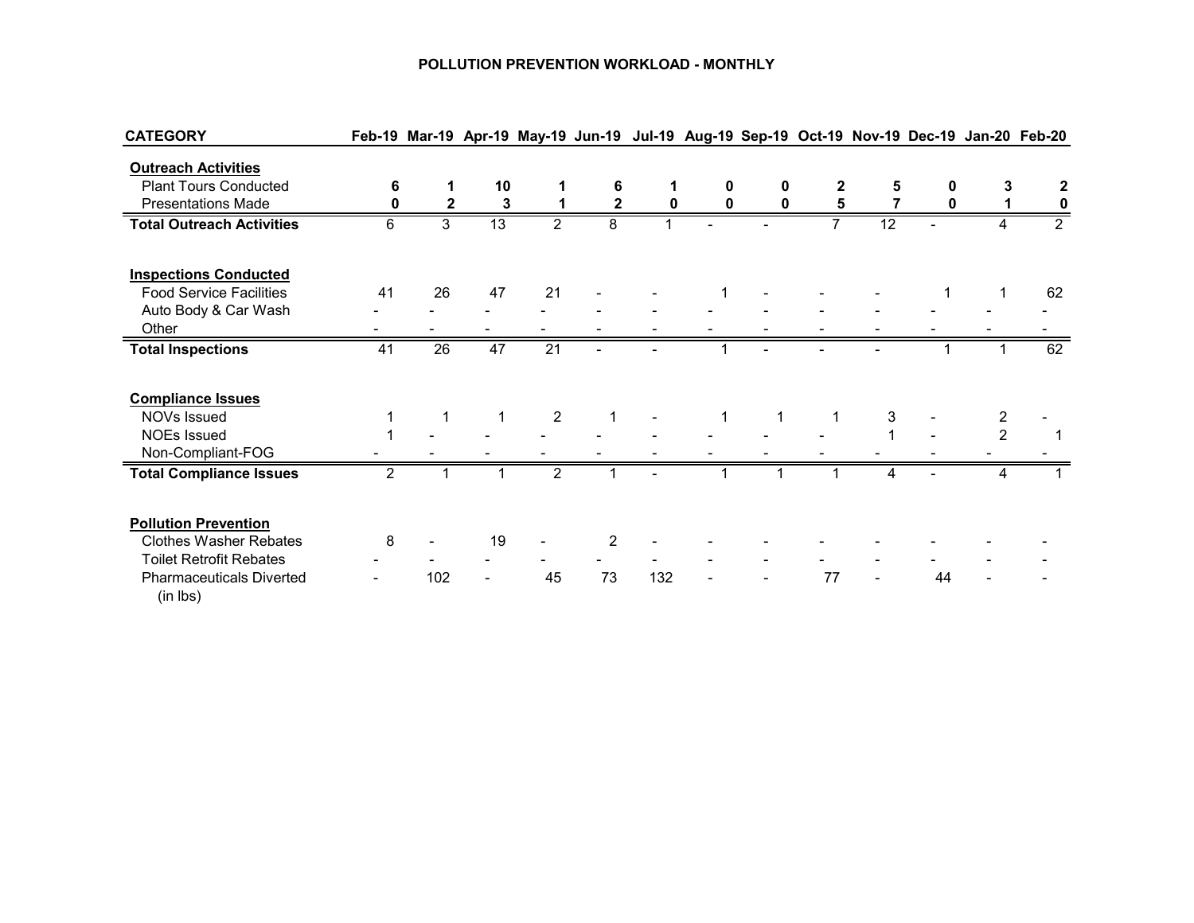# POLLUTION PREVENTION WORKLOAD - MONTHLY

| CATEGORY | Feb-19 | Mar-19 | Apr-19 | May-19 | Jun-19 | Jul-19 | Aug-19 | Sep-19 | Oct-19 | Nov-19 | Dec-19 | Jan-20 | Feb-20 |
|---|---|---|---|---|---|---|---|---|---|---|---|---|---|
| **Outreach Activities** | | | | | | | | | | | | | |
| Plant Tours Conducted | **6** | **1** | **10** | **1** | **6** | **1** | **0** | **0** | **2** | **5** | **0** | **3** | **2** |
| Presentations Made | **0** | **2** | **3** | **1** | **2** | **0** | **0** | **0** | **5** | **7** | **0** | **1** | **0** |
| **Total Outreach Activities** | 6 | 3 | 13 | 2 | 8 | 1 | - | - | 7 | 12 | - | 4 | 2 |
| **Inspections Conducted** | | | | | | | | | | | | | |
| Food Service Facilities | 41 | 26 | 47 | 21 | - | - | 1 | - | - | - | 1 | 1 | 62 |
| Auto Body & Car Wash | - | - | - | - | - | - | - | - | - | - | - | - | - |
| Other | - | - | - | - | - | - | - | - | - | - | - | - | - |
| **Total Inspections** | 41 | 26 | 47 | 21 | - | - | 1 | - | - | - | 1 | 1 | 62 |
| **Compliance Issues** | | | | | | | | | | | | | |
| NOVs Issued | 1 | 1 | 1 | 2 | 1 | - | 1 | 1 | 1 | 3 | - | 2 | - |
| NOEs Issued | 1 | - | - | - | - | - | - | - | - | 1 | - | 2 | 1 |
| Non-Compliant-FOG | - | - | - | - | - | - | - | - | - | - | - | - | - |
| **Total Compliance Issues** | 2 | 1 | 1 | 2 | 1 | - | 1 | 1 | 1 | 4 | - | 4 | 1 |
| **Pollution Prevention** | | | | | | | | | | | | | |
| Clothes Washer Rebates | 8 | - | 19 | - | 2 | - | - | - | - | - | - | - | - |
| Toilet Retrofit Rebates | - | - | - | - | - | - | - | - | - | - | - | - | - |
| Pharmaceuticals Diverted (in lbs) | - | 102 | - | 45 | 73 | 132 | - | - | 77 | - | 44 | - | - |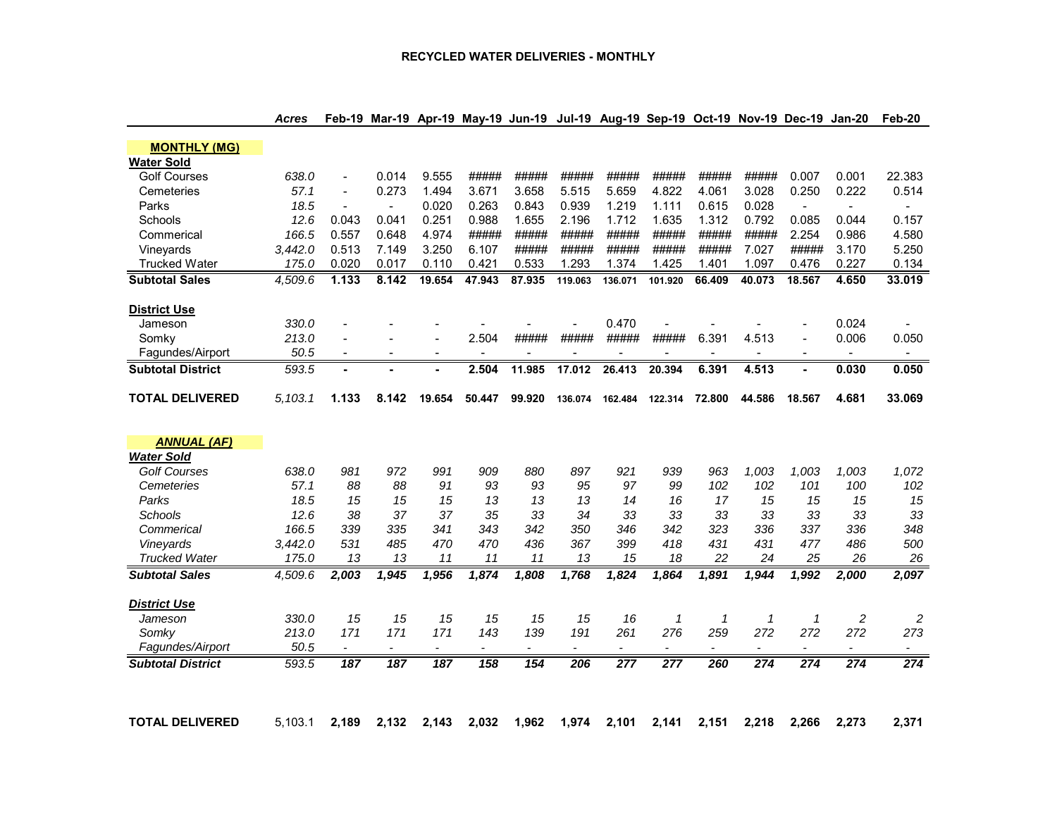# RECYCLED WATER DELIVERIES - MONTHLY

| | Acres | Feb-19 | Mar-19 | Apr-19 | May-19 | Jun-19 | Jul-19 | Aug-19 | Sep-19 | Oct-19 | Nov-19 | Dec-19 | Jan-20 | Feb-20 |
|---|---|---|---|---|---|---|---|---|---|---|---|---|---|---|
| **MONTHLY (MG)** | | | | | | | | | | | | | | |
| **Water Sold** | | | | | | | | | | | | | | |
| Golf Courses | 638.0 | - | 0.014 | 9.555 | ##### | ##### | ##### | ##### | ##### | ##### | ##### | 0.007 | 0.001 | 22.383 |
| Cemeteries | 57.1 | - | 0.273 | 1.494 | 3.671 | 3.658 | 5.515 | 5.659 | 4.822 | 4.061 | 3.028 | 0.250 | 0.222 | 0.514 |
| Parks | 18.5 | - | - | 0.020 | 0.263 | 0.843 | 0.939 | 1.219 | 1.111 | 0.615 | 0.028 | - | - | - |
| Schools | 12.6 | 0.043 | 0.041 | 0.251 | 0.988 | 1.655 | 2.196 | 1.712 | 1.635 | 1.312 | 0.792 | 0.085 | 0.044 | 0.157 |
| Commerical | 166.5 | 0.557 | 0.648 | 4.974 | ##### | ##### | ##### | ##### | ##### | ##### | ##### | 2.254 | 0.986 | 4.580 |
| Vineyards | 3,442.0 | 0.513 | 7.149 | 3.250 | 6.107 | ##### | ##### | ##### | ##### | ##### | 7.027 | ##### | 3.170 | 5.250 |
| Trucked Water | 175.0 | 0.020 | 0.017 | 0.110 | 0.421 | 0.533 | 1.293 | 1.374 | 1.425 | 1.401 | 1.097 | 0.476 | 0.227 | 0.134 |
| **Subtotal Sales** | 4,509.6 | **1.133** | **8.142** | **19.654** | **47.943** | **87.935** | **119.063** | **136.071** | **101.920** | **66.409** | **40.073** | **18.567** | **4.650** | **33.019** |
| **District Use** | | | | | | | | | | | | | | |
| Jameson | 330.0 | - | - | - | - | - | - | 0.470 | - | - | - | - | 0.024 | - |
| Somky | 213.0 | - | - | - | 2.504 | ##### | ##### | ##### | ##### | 6.391 | 4.513 | - | 0.006 | 0.050 |
| Fagundes/Airport | 50.5 | - | - | - | - | - | - | - | - | - | - | - | - | - |
| **Subtotal District** | 593.5 | **-** | **-** | **-** | **2.504** | **11.985** | **17.012** | **26.413** | **20.394** | **6.391** | **4.513** | **-** | **0.030** | **0.050** |
| **TOTAL DELIVERED** | 5,103.1 | **1.133** | **8.142** | **19.654** | **50.447** | **99.920** | **136.074** | **162.484** | **122.314** | **72.800** | **44.586** | **18.567** | **4.681** | **33.069** |
| ***ANNUAL (AF)*** | | | | | | | | | | | | | | |
| ***Water Sold*** | | | | | | | | | | | | | | |
| *Golf Courses* | 638.0 | 981 | 972 | 991 | 909 | 880 | 897 | 921 | 939 | 963 | 1,003 | 1,003 | 1,003 | 1,072 |
| *Cemeteries* | 57.1 | 88 | 88 | 91 | 93 | 93 | 95 | 97 | 99 | 102 | 102 | 101 | 100 | 102 |
| *Parks* | 18.5 | 15 | 15 | 15 | 13 | 13 | 13 | 14 | 16 | 17 | 15 | 15 | 15 | 15 |
| *Schools* | 12.6 | 38 | 37 | 37 | 35 | 33 | 34 | 33 | 33 | 33 | 33 | 33 | 33 | 33 |
| *Commerical* | 166.5 | 339 | 335 | 341 | 343 | 342 | 350 | 346 | 342 | 323 | 336 | 337 | 336 | 348 |
| *Vineyards* | 3,442.0 | 531 | 485 | 470 | 470 | 436 | 367 | 399 | 418 | 431 | 431 | 477 | 486 | 500 |
| *Trucked Water* | 175.0 | 13 | 13 | 11 | 11 | 11 | 13 | 15 | 18 | 22 | 24 | 25 | 26 | 26 |
| ***Subtotal Sales*** | 4,509.6 | ***2,003*** | ***1,945*** | ***1,956*** | ***1,874*** | ***1,808*** | ***1,768*** | ***1,824*** | ***1,864*** | ***1,891*** | ***1,944*** | ***1,992*** | ***2,000*** | ***2,097*** |
| ***District Use*** | | | | | | | | | | | | | | |
| *Jameson* | 330.0 | 15 | 15 | 15 | 15 | 15 | 15 | 16 | 1 | 1 | 1 | 1 | 2 | 2 |
| *Somky* | 213.0 | 171 | 171 | 171 | 143 | 139 | 191 | 261 | 276 | 259 | 272 | 272 | 272 | 273 |
| *Fagundes/Airport* | 50.5 | - | - | - | - | - | - | - | - | - | - | - | - | - |
| ***Subtotal District*** | 593.5 | ***187*** | ***187*** | ***187*** | ***158*** | ***154*** | ***206*** | ***277*** | ***277*** | ***260*** | ***274*** | ***274*** | ***274*** | ***274*** |
| **TOTAL DELIVERED** | 5,103.1 | **2,189** | **2,132** | **2,143** | **2,032** | **1,962** | **1,974** | **2,101** | **2,141** | **2,151** | **2,218** | **2,266** | **2,273** | **2,371** |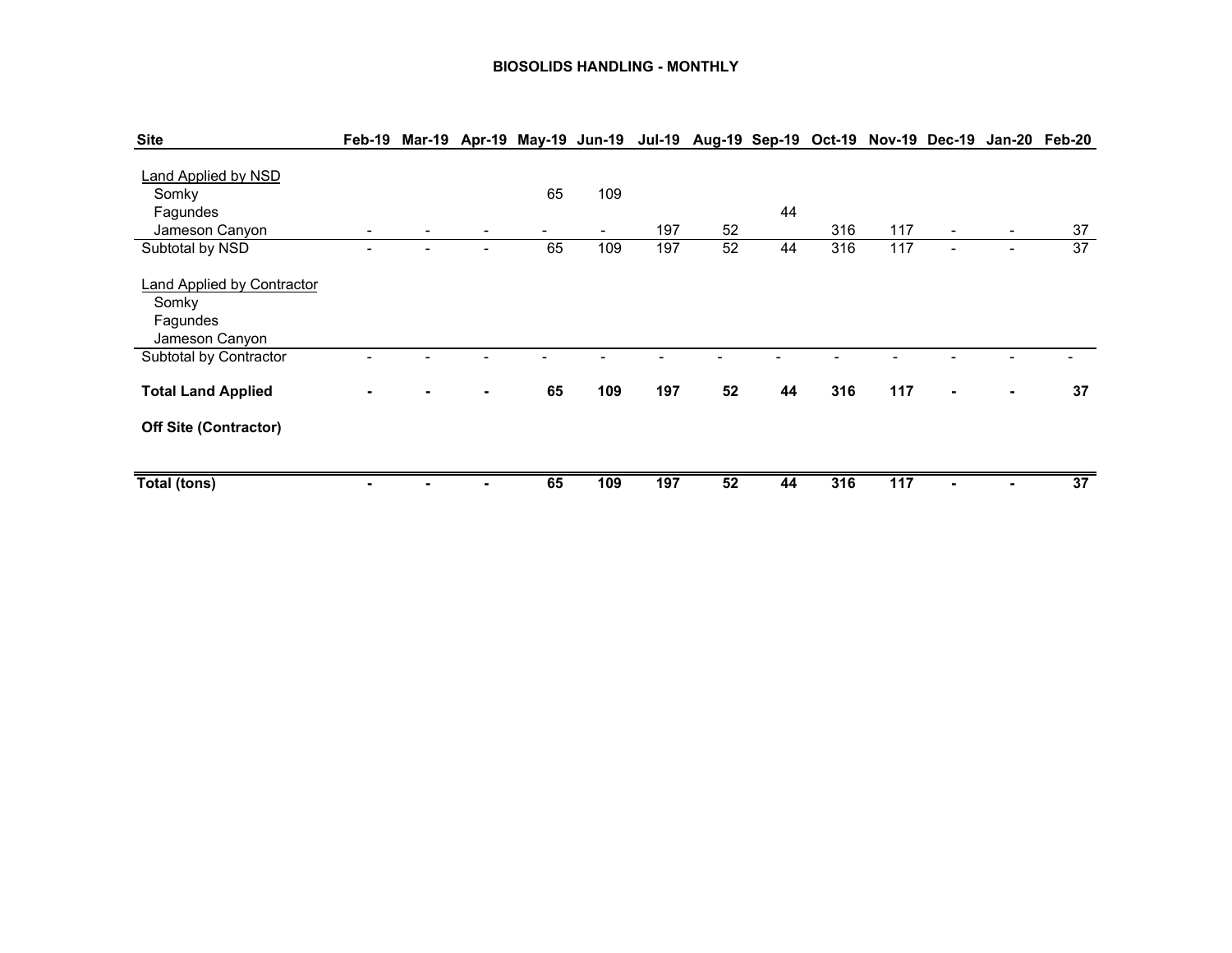**BIOSOLIDS HANDLING - MONTHLY**

| Site | Feb-19 | Mar-19 | Apr-19 | May-19 | Jun-19 | Jul-19 | Aug-19 | Sep-19 | Oct-19 | Nov-19 | Dec-19 | Jan-20 | Feb-20 |
|---|---|---|---|---|---|---|---|---|---|---|---|---|---|
| Land Applied by NSD | | | | | | | | | | | | | |
| Somky | | | | 65 | 109 | | | | | | | | |
| Fagundes | | | | | | | | 44 | | | | | |
| Jameson Canyon | - | - | - | - | - | 197 | 52 | | 316 | 117 | - | - | 37 |
| Subtotal by NSD | - | - | - | 65 | 109 | 197 | 52 | 44 | 316 | 117 | - | - | 37 |
| Land Applied by Contractor | | | | | | | | | | | | | |
| Somky | | | | | | | | | | | | | |
| Fagundes | | | | | | | | | | | | | |
| Jameson Canyon | | | | | | | | | | | | | |
| Subtotal by Contractor | - | - | - | - | - | - | - | - | - | - | - | - | - |
| **Total Land Applied** | **-** | **-** | **-** | **65** | **109** | **197** | **52** | **44** | **316** | **117** | **-** | **-** | **37** |
| **Off Site (Contractor)** | | | | | | | | | | | | | |
| **Total (tons)** | **-** | **-** | **-** | **65** | **109** | **197** | **52** | **44** | **316** | **117** | **-** | **-** | **37** |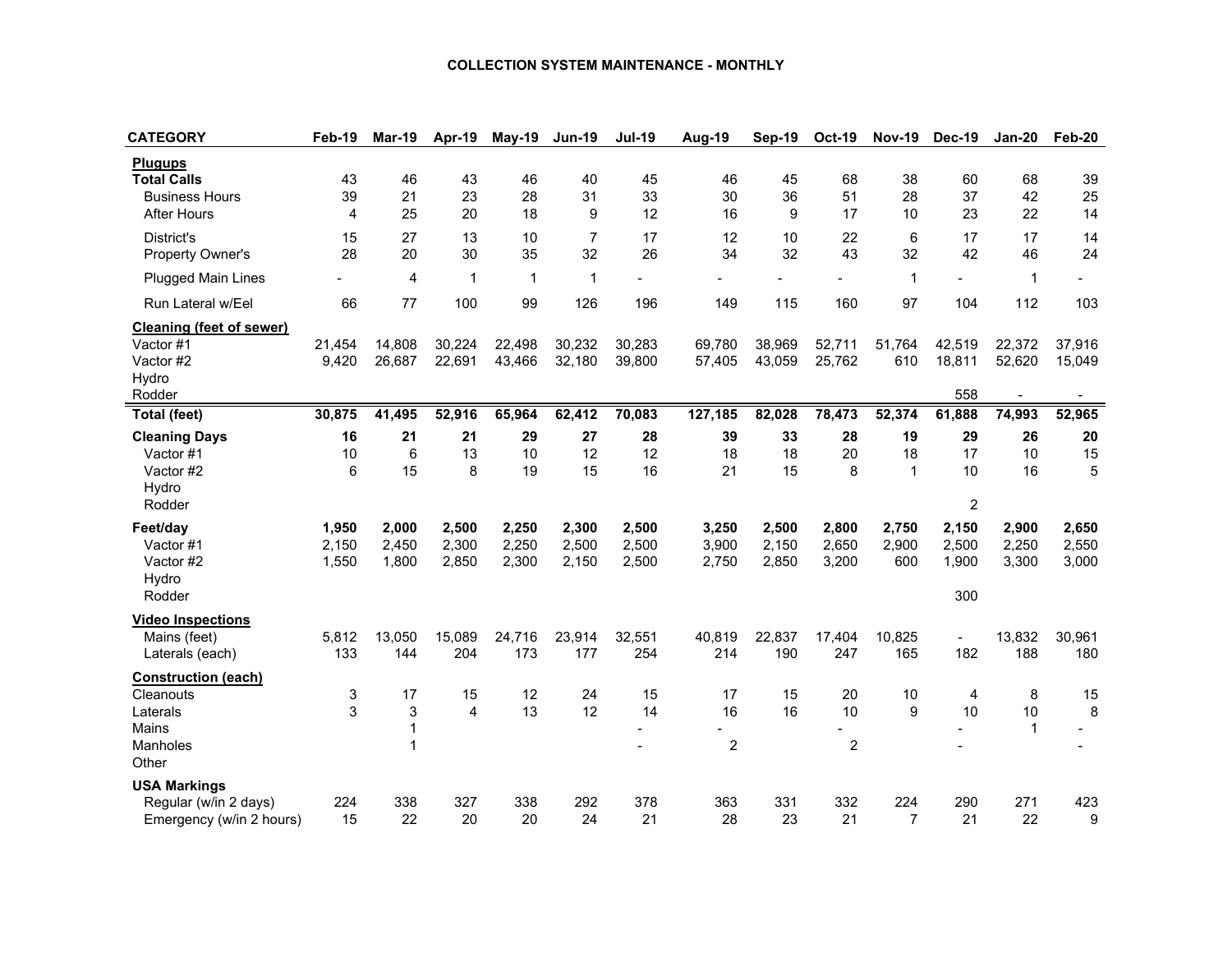# COLLECTION SYSTEM MAINTENANCE - MONTHLY

| CATEGORY | Feb-19 | Mar-19 | Apr-19 | May-19 | Jun-19 | Jul-19 | Aug-19 | Sep-19 | Oct-19 | Nov-19 | Dec-19 | Jan-20 | Feb-20 |
|---|---|---|---|---|---|---|---|---|---|---|---|---|---|
| **Plugups** | | | | | | | | | | | | | |
| **Total Calls** | 43 | 46 | 43 | 46 | 40 | 45 | 46 | 45 | 68 | 38 | 60 | 68 | 39 |
| Business Hours | 39 | 21 | 23 | 28 | 31 | 33 | 30 | 36 | 51 | 28 | 37 | 42 | 25 |
| After Hours | 4 | 25 | 20 | 18 | 9 | 12 | 16 | 9 | 17 | 10 | 23 | 22 | 14 |
| District's | 15 | 27 | 13 | 10 | 7 | 17 | 12 | 10 | 22 | 6 | 17 | 17 | 14 |
| Property Owner's | 28 | 20 | 30 | 35 | 32 | 26 | 34 | 32 | 43 | 32 | 42 | 46 | 24 |
| Plugged Main Lines | - | 4 | 1 | 1 | 1 | - | - | - | - | 1 | - | 1 | - |
| Run Lateral w/Eel | 66 | 77 | 100 | 99 | 126 | 196 | 149 | 115 | 160 | 97 | 104 | 112 | 103 |
| **Cleaning (feet of sewer)** | | | | | | | | | | | | | |
| Vactor #1 | 21,454 | 14,808 | 30,224 | 22,498 | 30,232 | 30,283 | 69,780 | 38,969 | 52,711 | 51,764 | 42,519 | 22,372 | 37,916 |
| Vactor #2 | 9,420 | 26,687 | 22,691 | 43,466 | 32,180 | 39,800 | 57,405 | 43,059 | 25,762 | 610 | 18,811 | 52,620 | 15,049 |
| Hydro | | | | | | | | | | | | | |
| Rodder | | | | | | | | | | | 558 | - | - |
| **Total (feet)** | **30,875** | **41,495** | **52,916** | **65,964** | **62,412** | **70,083** | **127,185** | **82,028** | **78,473** | **52,374** | **61,888** | **74,993** | **52,965** |
| **Cleaning Days** | **16** | **21** | **21** | **29** | **27** | **28** | **39** | **33** | **28** | **19** | **29** | **26** | **20** |
| Vactor #1 | 10 | 6 | 13 | 10 | 12 | 12 | 18 | 18 | 20 | 18 | 17 | 10 | 15 |
| Vactor #2 | 6 | 15 | 8 | 19 | 15 | 16 | 21 | 15 | 8 | 1 | 10 | 16 | 5 |
| Hydro | | | | | | | | | | | | | |
| Rodder | | | | | | | | | | | 2 | | |
| **Feet/day** | **1,950** | **2,000** | **2,500** | **2,250** | **2,300** | **2,500** | **3,250** | **2,500** | **2,800** | **2,750** | **2,150** | **2,900** | **2,650** |
| Vactor #1 | 2,150 | 2,450 | 2,300 | 2,250 | 2,500 | 2,500 | 3,900 | 2,150 | 2,650 | 2,900 | 2,500 | 2,250 | 2,550 |
| Vactor #2 | 1,550 | 1,800 | 2,850 | 2,300 | 2,150 | 2,500 | 2,750 | 2,850 | 3,200 | 600 | 1,900 | 3,300 | 3,000 |
| Hydro | | | | | | | | | | | | | |
| Rodder | | | | | | | | | | | 300 | | |
| **Video Inspections** | | | | | | | | | | | | | |
| Mains (feet) | 5,812 | 13,050 | 15,089 | 24,716 | 23,914 | 32,551 | 40,819 | 22,837 | 17,404 | 10,825 | - | 13,832 | 30,961 |
| Laterals (each) | 133 | 144 | 204 | 173 | 177 | 254 | 214 | 190 | 247 | 165 | 182 | 188 | 180 |
| **Construction (each)** | | | | | | | | | | | | | |
| Cleanouts | 3 | 17 | 15 | 12 | 24 | 15 | 17 | 15 | 20 | 10 | 4 | 8 | 15 |
| Laterals | 3 | 3 | 4 | 13 | 12 | 14 | 16 | 16 | 10 | 9 | 10 | 10 | 8 |
| Mains | | 1 | | | | - | - | | - | | - | 1 | - |
| Manholes | | 1 | | | | - | 2 | | 2 | | - | | - |
| Other | | | | | | | | | | | | | |
| **USA Markings** | | | | | | | | | | | | | |
| Regular (w/in 2 days) | 224 | 338 | 327 | 338 | 292 | 378 | 363 | 331 | 332 | 224 | 290 | 271 | 423 |
| Emergency (w/in 2 hours) | 15 | 22 | 20 | 20 | 24 | 21 | 28 | 23 | 21 | 7 | 21 | 22 | 9 |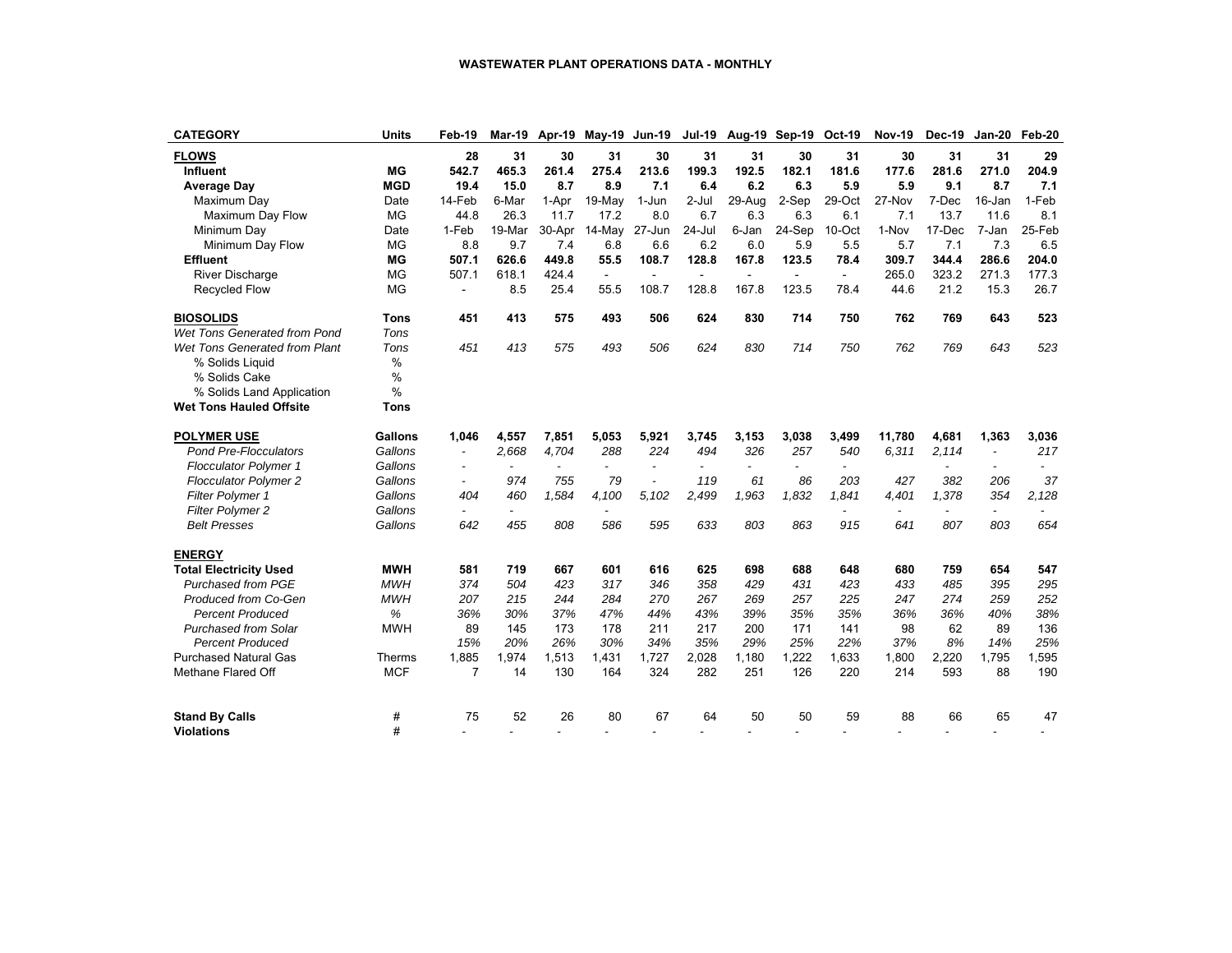# WASTEWATER PLANT OPERATIONS DATA - MONTHLY

| CATEGORY | Units | Feb-19 | Mar-19 | Apr-19 | May-19 | Jun-19 | Jul-19 | Aug-19 | Sep-19 | Oct-19 | Nov-19 | Dec-19 | Jan-20 | Feb-20 |
|---|---|---|---|---|---|---|---|---|---|---|---|---|---|---|
| **FLOWS** | | **28** | **31** | **30** | **31** | **30** | **31** | **31** | **30** | **31** | **30** | **31** | **31** | **29** |
| **Influent** | **MG** | **542.7** | **465.3** | **261.4** | **275.4** | **213.6** | **199.3** | **192.5** | **182.1** | **181.6** | **177.6** | **281.6** | **271.0** | **204.9** |
| **Average Day** | **MGD** | **19.4** | **15.0** | **8.7** | **8.9** | **7.1** | **6.4** | **6.2** | **6.3** | **5.9** | **5.9** | **9.1** | **8.7** | **7.1** |
| Maximum Day | Date | 14-Feb | 6-Mar | 1-Apr | 19-May | 1-Jun | 2-Jul | 29-Aug | 2-Sep | 29-Oct | 27-Nov | 7-Dec | 16-Jan | 1-Feb |
| Maximum Day Flow | MG | 44.8 | 26.3 | 11.7 | 17.2 | 8.0 | 6.7 | 6.3 | 6.3 | 6.1 | 7.1 | 13.7 | 11.6 | 8.1 |
| Minimum Day | Date | 1-Feb | 19-Mar | 30-Apr | 14-May | 27-Jun | 24-Jul | 6-Jan | 24-Sep | 10-Oct | 1-Nov | 17-Dec | 7-Jan | 25-Feb |
| Minimum Day Flow | MG | 8.8 | 9.7 | 7.4 | 6.8 | 6.6 | 6.2 | 6.0 | 5.9 | 5.5 | 5.7 | 7.1 | 7.3 | 6.5 |
| **Effluent** | **MG** | **507.1** | **626.6** | **449.8** | **55.5** | **108.7** | **128.8** | **167.8** | **123.5** | **78.4** | **309.7** | **344.4** | **286.6** | **204.0** |
| River Discharge | MG | 507.1 | 618.1 | 424.4 | - | - | - | - | - | - | 265.0 | 323.2 | 271.3 | 177.3 |
| Recycled Flow | MG | - | 8.5 | 25.4 | 55.5 | 108.7 | 128.8 | 167.8 | 123.5 | 78.4 | 44.6 | 21.2 | 15.3 | 26.7 |
| **BIOSOLIDS** | **Tons** | **451** | **413** | **575** | **493** | **506** | **624** | **830** | **714** | **750** | **762** | **769** | **643** | **523** |
| *Wet Tons Generated from Pond* | *Tons* | | | | | | | | | | | | | |
| *Wet Tons Generated from Plant* | *Tons* | *451* | *413* | *575* | *493* | *506* | *624* | *830* | *714* | *750* | *762* | *769* | *643* | *523* |
| % Solids Liquid | % | | | | | | | | | | | | | |
| % Solids Cake | % | | | | | | | | | | | | | |
| % Solids Land Application | % | | | | | | | | | | | | | |
| **Wet Tons Hauled Offsite** | **Tons** | | | | | | | | | | | | | |
| **POLYMER USE** | **Gallons** | **1,046** | **4,557** | **7,851** | **5,053** | **5,921** | **3,745** | **3,153** | **3,038** | **3,499** | **11,780** | **4,681** | **1,363** | **3,036** |
| *Pond Pre-Flocculators* | *Gallons* | - | *2,668* | *4,704* | *288* | *224* | *494* | *326* | *257* | *540* | *6,311* | *2,114* | - | *217* |
| *Flocculator Polymer 1* | *Gallons* | - | - | - | - | - | - | - | - | - | | - | - | - |
| *Flocculator Polymer 2* | *Gallons* | - | *974* | *755* | *79* | - | *119* | *61* | *86* | *203* | *427* | *382* | *206* | *37* |
| *Filter Polymer 1* | *Gallons* | *404* | *460* | *1,584* | *4,100* | *5,102* | *2,499* | *1,963* | *1,832* | *1,841* | *4,401* | *1,378* | *354* | *2,128* |
| *Filter Polymer 2* | *Gallons* | - | - | | - | | | | | - | - | - | - | - |
| *Belt Presses* | *Gallons* | *642* | *455* | *808* | *586* | *595* | *633* | *803* | *863* | *915* | *641* | *807* | *803* | *654* |
| **ENERGY** | | | | | | | | | | | | | | |
| **Total Electricity Used** | **MWH** | **581** | **719** | **667** | **601** | **616** | **625** | **698** | **688** | **648** | **680** | **759** | **654** | **547** |
| *Purchased from PGE* | *MWH* | *374* | *504* | *423* | *317* | *346* | *358* | *429* | *431* | *423* | *433* | *485* | *395* | *295* |
| *Produced from Co-Gen* | *MWH* | *207* | *215* | *244* | *284* | *270* | *267* | *269* | *257* | *225* | *247* | *274* | *259* | *252* |
| *Percent Produced* | *%* | *36%* | *30%* | *37%* | *47%* | *44%* | *43%* | *39%* | *35%* | *35%* | *36%* | *36%* | *40%* | *38%* |
| *Purchased from Solar* | MWH | 89 | 145 | 173 | 178 | 211 | 217 | 200 | 171 | 141 | 98 | 62 | 89 | 136 |
| *Percent Produced* | | *15%* | *20%* | *26%* | *30%* | *34%* | *35%* | *29%* | *25%* | *22%* | *37%* | *8%* | *14%* | *25%* |
| Purchased Natural Gas | Therms | 1,885 | 1,974 | 1,513 | 1,431 | 1,727 | 2,028 | 1,180 | 1,222 | 1,633 | 1,800 | 2,220 | 1,795 | 1,595 |
| Methane Flared Off | MCF | 7 | 14 | 130 | 164 | 324 | 282 | 251 | 126 | 220 | 214 | 593 | 88 | 190 |
| **Stand By Calls** | # | 75 | 52 | 26 | 80 | 67 | 64 | 50 | 50 | 59 | 88 | 66 | 65 | 47 |
| **Violations** | # | - | - | - | - | - | - | - | - | - | - | - | - | - |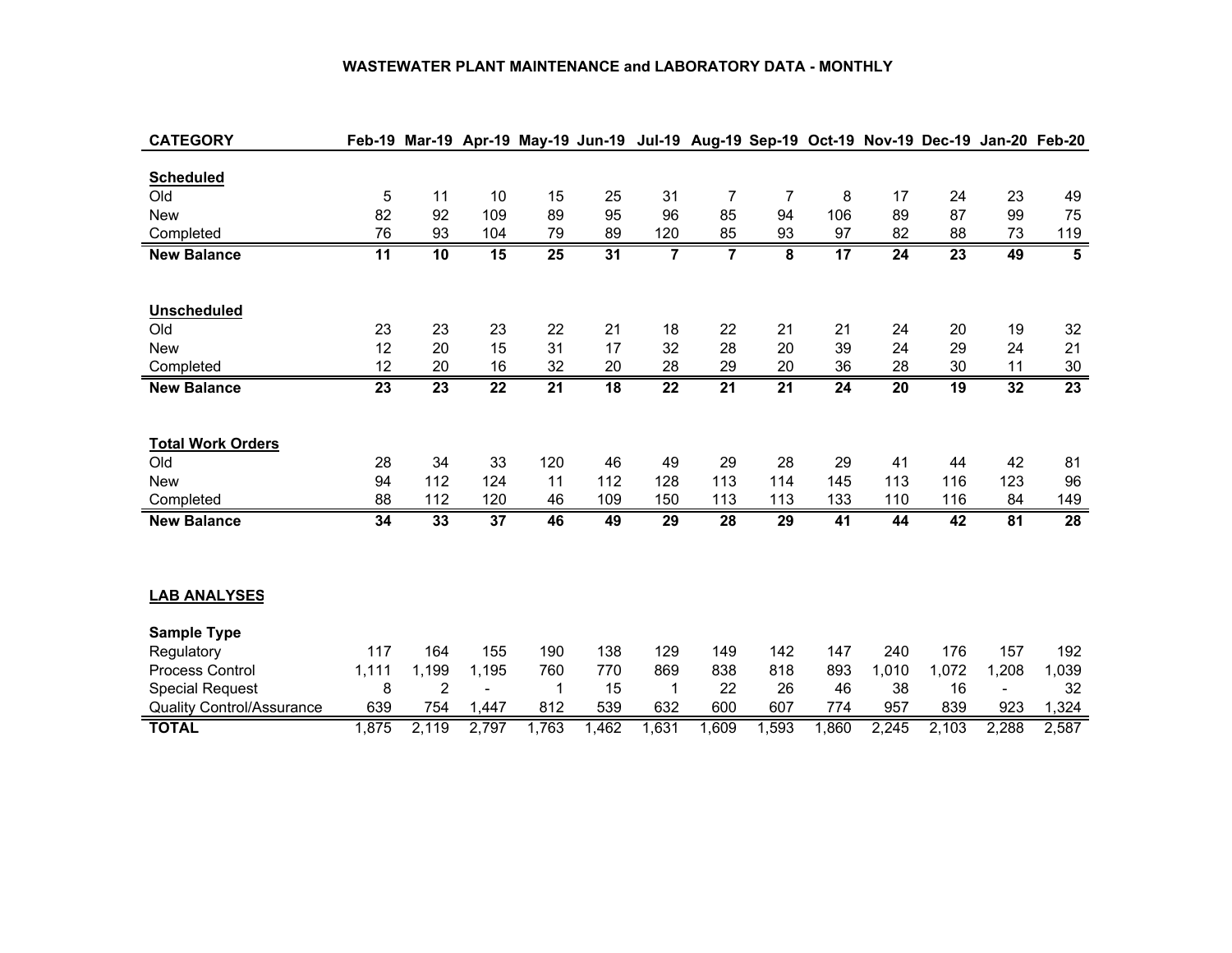# WASTEWATER PLANT MAINTENANCE and LABORATORY DATA - MONTHLY

| CATEGORY | Feb-19 | Mar-19 | Apr-19 | May-19 | Jun-19 | Jul-19 | Aug-19 | Sep-19 | Oct-19 | Nov-19 | Dec-19 | Jan-20 | Feb-20 |
|---|---|---|---|---|---|---|---|---|---|---|---|---|---|
| **Scheduled** | | | | | | | | | | | | | |
| Old | 5 | 11 | 10 | 15 | 25 | 31 | 7 | 7 | 8 | 17 | 24 | 23 | 49 |
| New | 82 | 92 | 109 | 89 | 95 | 96 | 85 | 94 | 106 | 89 | 87 | 99 | 75 |
| Completed | 76 | 93 | 104 | 79 | 89 | 120 | 85 | 93 | 97 | 82 | 88 | 73 | 119 |
| **New Balance** | **11** | **10** | **15** | **25** | **31** | **7** | **7** | **8** | **17** | **24** | **23** | **49** | **5** |
| **Unscheduled** | | | | | | | | | | | | | |
| Old | 23 | 23 | 23 | 22 | 21 | 18 | 22 | 21 | 21 | 24 | 20 | 19 | 32 |
| New | 12 | 20 | 15 | 31 | 17 | 32 | 28 | 20 | 39 | 24 | 29 | 24 | 21 |
| Completed | 12 | 20 | 16 | 32 | 20 | 28 | 29 | 20 | 36 | 28 | 30 | 11 | 30 |
| **New Balance** | **23** | **23** | **22** | **21** | **18** | **22** | **21** | **21** | **24** | **20** | **19** | **32** | **23** |
| **Total Work Orders** | | | | | | | | | | | | | |
| Old | 28 | 34 | 33 | 120 | 46 | 49 | 29 | 28 | 29 | 41 | 44 | 42 | 81 |
| New | 94 | 112 | 124 | 11 | 112 | 128 | 113 | 114 | 145 | 113 | 116 | 123 | 96 |
| Completed | 88 | 112 | 120 | 46 | 109 | 150 | 113 | 113 | 133 | 110 | 116 | 84 | 149 |
| **New Balance** | **34** | **33** | **37** | **46** | **49** | **29** | **28** | **29** | **41** | **44** | **42** | **81** | **28** |

**LAB ANALYSES**

| Sample Type | Feb-19 | Mar-19 | Apr-19 | May-19 | Jun-19 | Jul-19 | Aug-19 | Sep-19 | Oct-19 | Nov-19 | Dec-19 | Jan-20 | Feb-20 |
|---|---|---|---|---|---|---|---|---|---|---|---|---|---|
| Regulatory | 117 | 164 | 155 | 190 | 138 | 129 | 149 | 142 | 147 | 240 | 176 | 157 | 192 |
| Process Control | 1,111 | 1,199 | 1,195 | 760 | 770 | 869 | 838 | 818 | 893 | 1,010 | 1,072 | 1,208 | 1,039 |
| Special Request | 8 | 2 | - | 1 | 15 | 1 | 22 | 26 | 46 | 38 | 16 | - | 32 |
| Quality Control/Assurance | 639 | 754 | 1,447 | 812 | 539 | 632 | 600 | 607 | 774 | 957 | 839 | 923 | 1,324 |
| **TOTAL** | 1,875 | 2,119 | 2,797 | 1,763 | 1,462 | 1,631 | 1,609 | 1,593 | 1,860 | 2,245 | 2,103 | 2,288 | 2,587 |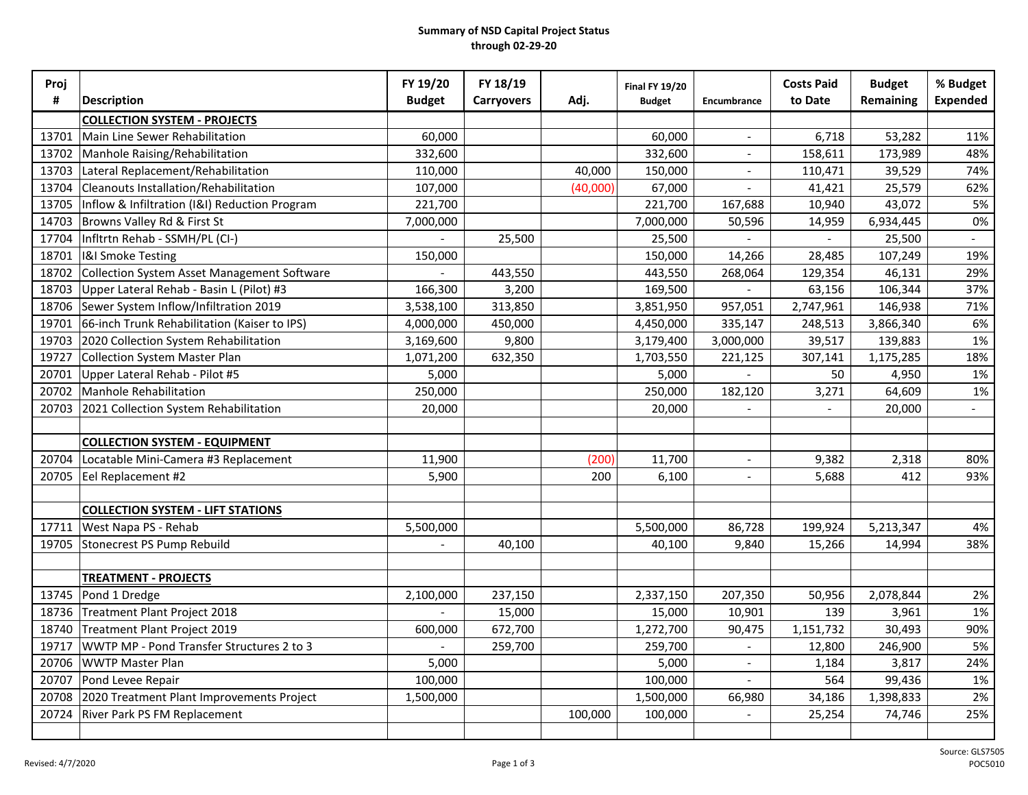**Summary of NSD Capital Project Status**
**through 02-29-20**

| Proj # | Description | FY 19/20 Budget | FY 18/19 Carryovers | Adj. | Final FY 19/20 Budget | Encumbrance | Costs Paid to Date | Budget Remaining | % Budget Expended |
|---|---|---|---|---|---|---|---|---|---|
| | **COLLECTION SYSTEM - PROJECTS** | | | | | | | | |
| 13701 | Main Line Sewer Rehabilitation | 60,000 | | | 60,000 | - | 6,718 | 53,282 | 11% |
| 13702 | Manhole Raising/Rehabilitation | 332,600 | | | 332,600 | - | 158,611 | 173,989 | 48% |
| 13703 | Lateral Replacement/Rehabilitation | 110,000 | | 40,000 | 150,000 | - | 110,471 | 39,529 | 74% |
| 13704 | Cleanouts Installation/Rehabilitation | 107,000 | | (40,000) | 67,000 | - | 41,421 | 25,579 | 62% |
| 13705 | Inflow & Infiltration (I&I) Reduction Program | 221,700 | | | 221,700 | 167,688 | 10,940 | 43,072 | 5% |
| 14703 | Browns Valley Rd & First St | 7,000,000 | | | 7,000,000 | 50,596 | 14,959 | 6,934,445 | 0% |
| 17704 | Infltrtn Rehab - SSMH/PL (CI-) | - | 25,500 | | 25,500 | - | - | 25,500 | - |
| 18701 | I&I Smoke Testing | 150,000 | | | 150,000 | 14,266 | 28,485 | 107,249 | 19% |
| 18702 | Collection System Asset Management Software | - | 443,550 | | 443,550 | 268,064 | 129,354 | 46,131 | 29% |
| 18703 | Upper Lateral Rehab - Basin L (Pilot) #3 | 166,300 | 3,200 | | 169,500 | - | 63,156 | 106,344 | 37% |
| 18706 | Sewer System Inflow/Infiltration 2019 | 3,538,100 | 313,850 | | 3,851,950 | 957,051 | 2,747,961 | 146,938 | 71% |
| 19701 | 66-inch Trunk Rehabilitation (Kaiser to IPS) | 4,000,000 | 450,000 | | 4,450,000 | 335,147 | 248,513 | 3,866,340 | 6% |
| 19703 | 2020 Collection System Rehabilitation | 3,169,600 | 9,800 | | 3,179,400 | 3,000,000 | 39,517 | 139,883 | 1% |
| 19727 | Collection System Master Plan | 1,071,200 | 632,350 | | 1,703,550 | 221,125 | 307,141 | 1,175,285 | 18% |
| 20701 | Upper Lateral Rehab - Pilot #5 | 5,000 | | | 5,000 | - | 50 | 4,950 | 1% |
| 20702 | Manhole Rehabilitation | 250,000 | | | 250,000 | 182,120 | 3,271 | 64,609 | 1% |
| 20703 | 2021 Collection System Rehabilitation | 20,000 | | | 20,000 | - | - | 20,000 | - |
| | | | | | | | | | |
| | **COLLECTION SYSTEM - EQUIPMENT** | | | | | | | | |
| 20704 | Locatable Mini-Camera #3 Replacement | 11,900 | | (200) | 11,700 | - | 9,382 | 2,318 | 80% |
| 20705 | Eel Replacement #2 | 5,900 | | 200 | 6,100 | - | 5,688 | 412 | 93% |
| | | | | | | | | | |
| | **COLLECTION SYSTEM - LIFT STATIONS** | | | | | | | | |
| 17711 | West Napa PS - Rehab | 5,500,000 | | | 5,500,000 | 86,728 | 199,924 | 5,213,347 | 4% |
| 19705 | Stonecrest PS Pump Rebuild | - | 40,100 | | 40,100 | 9,840 | 15,266 | 14,994 | 38% |
| | | | | | | | | | |
| | **TREATMENT - PROJECTS** | | | | | | | | |
| 13745 | Pond 1 Dredge | 2,100,000 | 237,150 | | 2,337,150 | 207,350 | 50,956 | 2,078,844 | 2% |
| 18736 | Treatment Plant Project 2018 | - | 15,000 | | 15,000 | 10,901 | 139 | 3,961 | 1% |
| 18740 | Treatment Plant Project 2019 | 600,000 | 672,700 | | 1,272,700 | 90,475 | 1,151,732 | 30,493 | 90% |
| 19717 | WWTP MP - Pond Transfer Structures 2 to 3 | - | 259,700 | | 259,700 | - | 12,800 | 246,900 | 5% |
| 20706 | WWTP Master Plan | 5,000 | | | 5,000 | - | 1,184 | 3,817 | 24% |
| 20707 | Pond Levee Repair | 100,000 | | | 100,000 | - | 564 | 99,436 | 1% |
| 20708 | 2020 Treatment Plant Improvements Project | 1,500,000 | | | 1,500,000 | 66,980 | 34,186 | 1,398,833 | 2% |
| 20724 | River Park PS FM Replacement | | | 100,000 | 100,000 | - | 25,254 | 74,746 | 25% |

Revised: 4/7/2020

Source: GLS7505
POC5010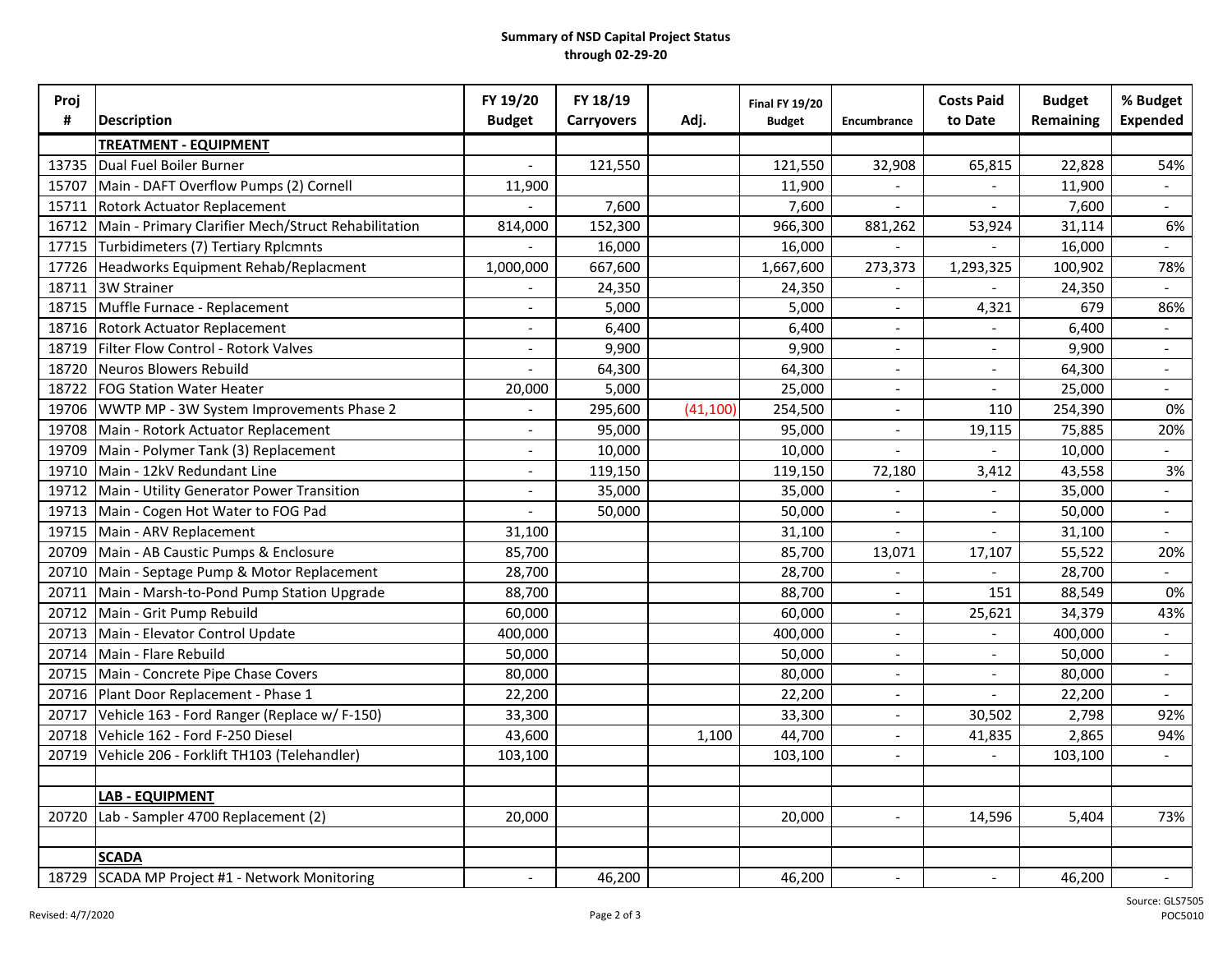**Summary of NSD Capital Project Status**
**through 02-29-20**

| Proj # | Description | FY 19/20 Budget | FY 18/19 Carryovers | Adj. | Final FY 19/20 Budget | Encumbrance | Costs Paid to Date | Budget Remaining | % Budget Expended |
|---|---|---|---|---|---|---|---|---|---|
| | **TREATMENT - EQUIPMENT** | | | | | | | | |
| 13735 | Dual Fuel Boiler Burner | - | 121,550 | | 121,550 | 32,908 | 65,815 | 22,828 | 54% |
| 15707 | Main - DAFT Overflow Pumps (2) Cornell | 11,900 | | | 11,900 | - | - | 11,900 | - |
| 15711 | Rotork Actuator Replacement | - | 7,600 | | 7,600 | - | - | 7,600 | - |
| 16712 | Main - Primary Clarifier Mech/Struct Rehabilitation | 814,000 | 152,300 | | 966,300 | 881,262 | 53,924 | 31,114 | 6% |
| 17715 | Turbidimeters (7) Tertiary Rplcmnts | - | 16,000 | | 16,000 | - | - | 16,000 | - |
| 17726 | Headworks Equipment Rehab/Replacment | 1,000,000 | 667,600 | | 1,667,600 | 273,373 | 1,293,325 | 100,902 | 78% |
| 18711 | 3W Strainer | - | 24,350 | | 24,350 | - | - | 24,350 | - |
| 18715 | Muffle Furnace - Replacement | - | 5,000 | | 5,000 | - | 4,321 | 679 | 86% |
| 18716 | Rotork Actuator Replacement | - | 6,400 | | 6,400 | - | - | 6,400 | - |
| 18719 | Filter Flow Control - Rotork Valves | - | 9,900 | | 9,900 | - | - | 9,900 | - |
| 18720 | Neuros Blowers Rebuild | - | 64,300 | | 64,300 | - | - | 64,300 | - |
| 18722 | FOG Station Water Heater | 20,000 | 5,000 | | 25,000 | - | - | 25,000 | - |
| 19706 | WWTP MP - 3W System Improvements Phase 2 | - | 295,600 | (41,100) | 254,500 | - | 110 | 254,390 | 0% |
| 19708 | Main - Rotork Actuator Replacement | - | 95,000 | | 95,000 | - | 19,115 | 75,885 | 20% |
| 19709 | Main - Polymer Tank (3) Replacement | - | 10,000 | | 10,000 | - | - | 10,000 | - |
| 19710 | Main - 12kV Redundant Line | - | 119,150 | | 119,150 | 72,180 | 3,412 | 43,558 | 3% |
| 19712 | Main - Utility Generator Power Transition | - | 35,000 | | 35,000 | - | - | 35,000 | - |
| 19713 | Main - Cogen Hot Water to FOG Pad | - | 50,000 | | 50,000 | - | - | 50,000 | - |
| 19715 | Main - ARV Replacement | 31,100 | | | 31,100 | - | - | 31,100 | - |
| 20709 | Main - AB Caustic Pumps & Enclosure | 85,700 | | | 85,700 | 13,071 | 17,107 | 55,522 | 20% |
| 20710 | Main - Septage Pump & Motor Replacement | 28,700 | | | 28,700 | - | - | 28,700 | - |
| 20711 | Main - Marsh-to-Pond Pump Station Upgrade | 88,700 | | | 88,700 | - | 151 | 88,549 | 0% |
| 20712 | Main - Grit Pump Rebuild | 60,000 | | | 60,000 | - | 25,621 | 34,379 | 43% |
| 20713 | Main - Elevator Control Update | 400,000 | | | 400,000 | - | - | 400,000 | - |
| 20714 | Main - Flare Rebuild | 50,000 | | | 50,000 | - | - | 50,000 | - |
| 20715 | Main - Concrete Pipe Chase Covers | 80,000 | | | 80,000 | - | - | 80,000 | - |
| 20716 | Plant Door Replacement - Phase 1 | 22,200 | | | 22,200 | - | - | 22,200 | - |
| 20717 | Vehicle 163 - Ford Ranger (Replace w/ F-150) | 33,300 | | | 33,300 | - | 30,502 | 2,798 | 92% |
| 20718 | Vehicle 162 - Ford F-250 Diesel | 43,600 | | 1,100 | 44,700 | - | 41,835 | 2,865 | 94% |
| 20719 | Vehicle 206 - Forklift TH103 (Telehandler) | 103,100 | | | 103,100 | - | - | 103,100 | - |
| | | | | | | | | | |
| | **LAB - EQUIPMENT** | | | | | | | | |
| 20720 | Lab - Sampler 4700 Replacement (2) | 20,000 | | | 20,000 | - | 14,596 | 5,404 | 73% |
| | | | | | | | | | |
| | **SCADA** | | | | | | | | |
| 18729 | SCADA MP Project #1 - Network Monitoring | - | 46,200 | | 46,200 | - | - | 46,200 | - |

Revised: 4/7/2020

Source: GLS7505
POC5010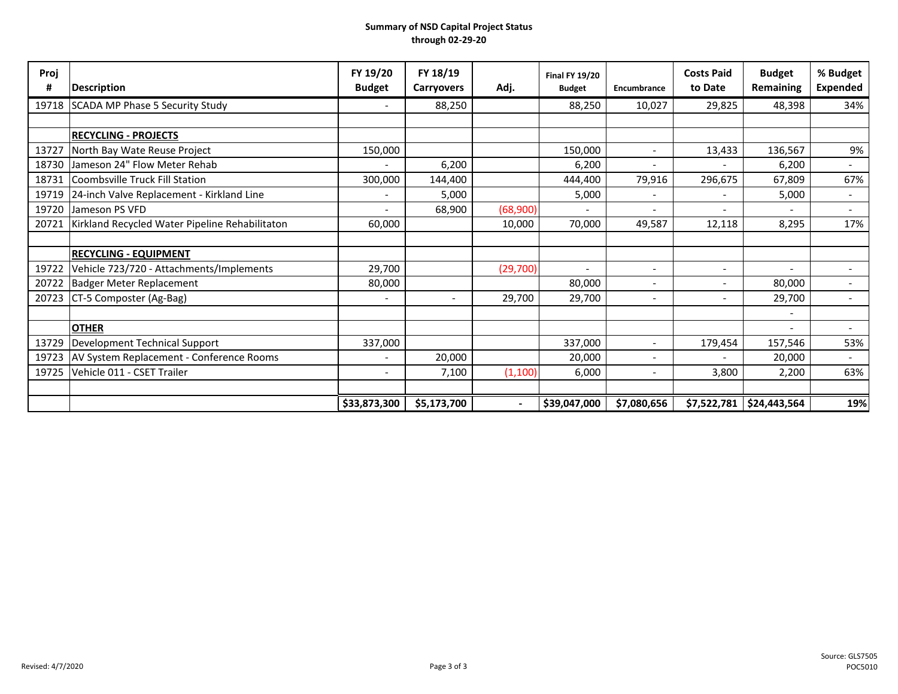**Summary of NSD Capital Project Status**
**through 02-29-20**

| Proj # | Description | FY 19/20 Budget | FY 18/19 Carryovers | Adj. | Final FY 19/20 Budget | Encumbrance | Costs Paid to Date | Budget Remaining | % Budget Expended |
|---|---|---|---|---|---|---|---|---|---|
| 19718 | SCADA MP Phase 5 Security Study | - | 88,250 | | 88,250 | 10,027 | 29,825 | 48,398 | 34% |
| | | | | | | | | | |
| | **RECYCLING - PROJECTS** | | | | | | | | |
| 13727 | North Bay Wate Reuse Project | 150,000 | | | 150,000 | - | 13,433 | 136,567 | 9% |
| 18730 | Jameson 24" Flow Meter Rehab | - | 6,200 | | 6,200 | - | - | 6,200 | - |
| 18731 | Coombsville Truck Fill Station | 300,000 | 144,400 | | 444,400 | 79,916 | 296,675 | 67,809 | 67% |
| 19719 | 24-inch Valve Replacement - Kirkland Line | - | 5,000 | | 5,000 | - | - | 5,000 | - |
| 19720 | Jameson PS VFD | - | 68,900 | (68,900) | - | - | - | - | - |
| 20721 | Kirkland Recycled Water Pipeline Rehabilitaton | 60,000 | | 10,000 | 70,000 | 49,587 | 12,118 | 8,295 | 17% |
| | | | | | | | | | |
| | **RECYCLING - EQUIPMENT** | | | | | | | | |
| 19722 | Vehicle 723/720 - Attachments/Implements | 29,700 | | (29,700) | - | - | - | - | - |
| 20722 | Badger Meter Replacement | 80,000 | | | 80,000 | - | - | 80,000 | - |
| 20723 | CT-5 Composter (Ag-Bag) | - | - | 29,700 | 29,700 | - | - | 29,700 | - |
| | | | | | | | | - | |
| | **OTHER** | | | | | | | - | - |
| 13729 | Development Technical Support | 337,000 | | | 337,000 | - | 179,454 | 157,546 | 53% |
| 19723 | AV System Replacement - Conference Rooms | - | 20,000 | | 20,000 | - | - | 20,000 | - |
| 19725 | Vehicle 011 - CSET Trailer | - | 7,100 | (1,100) | 6,000 | - | 3,800 | 2,200 | 63% |
| | | | | | | | | | |
| | | **$33,873,300** | **$5,173,700** | **-** | **$39,047,000** | **$7,080,656** | **$7,522,781** | **$24,443,564** | **19%** |

Revised: 4/7/2020

Source: GLS7505
POC5010